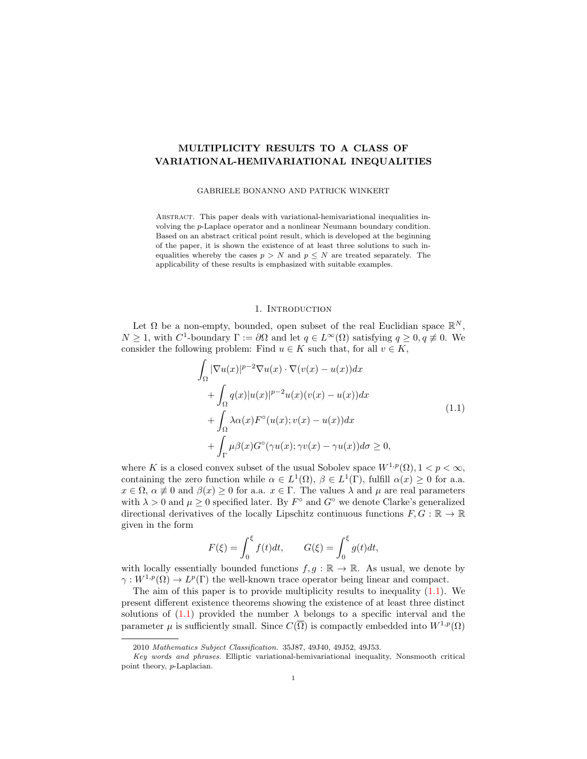# MULTIPLICITY RESULTS TO A CLASS OF VARIATIONAL-HEMIVARIATIONAL INEQUALITIES

GABRIELE BONANNO AND PATRICK WINKERT

Abstract. This paper deals with variational-hemivariational inequalities involving the $p$-Laplace operator and a nonlinear Neumann boundary condition. Based on an abstract critical point result, which is developed at the beginning of the paper, it is shown the existence of at least three solutions to such inequalities whereby the cases $p > N$ and $p \leq N$ are treated separately. The applicability of these results is emphasized with suitable examples.

## 1. Introduction

Let $\Omega$ be a non-empty, bounded, open subset of the real Euclidian space $\mathbb{R}^N$, $N \geq 1$, with $C^1$-boundary $\Gamma := \partial\Omega$ and let $q \in L^\infty(\Omega)$ satisfying $q \geq 0, q \not\equiv 0$. We consider the following problem: Find $u \in K$ such that, for all $v \in K$,

$$
\begin{aligned}
&\int_\Omega |\nabla u(x)|^{p-2}\nabla u(x) \cdot \nabla(v(x) - u(x))dx \\
&\quad + \int_\Omega q(x)|u(x)|^{p-2}u(x)(v(x) - u(x))dx \\
&\quad + \int_\Omega \lambda\alpha(x)F^\circ(u(x); v(x) - u(x))dx \\
&\quad + \int_\Gamma \mu\beta(x)G^\circ(\gamma u(x); \gamma v(x) - \gamma u(x))d\sigma \geq 0,
\end{aligned}
\tag{1.1}
$$

where $K$ is a closed convex subset of the usual Sobolev space $W^{1,p}(\Omega), 1 < p < \infty$, containing the zero function while $\alpha \in L^1(\Omega)$, $\beta \in L^1(\Gamma)$, fulfill $\alpha(x) \geq 0$ for a.a. $x \in \Omega$, $\alpha \not\equiv 0$ and $\beta(x) \geq 0$ for a.a. $x \in \Gamma$. The values $\lambda$ and $\mu$ are real parameters with $\lambda > 0$ and $\mu \geq 0$ specified later. By $F^\circ$ and $G^\circ$ we denote Clarke's generalized directional derivatives of the locally Lipschitz continuous functions $F, G : \mathbb{R} \to \mathbb{R}$ given in the form

$$
F(\xi) = \int_0^\xi f(t)dt, \qquad G(\xi) = \int_0^\xi g(t)dt,
$$

with locally essentially bounded functions $f, g : \mathbb{R} \to \mathbb{R}$. As usual, we denote by $\gamma : W^{1,p}(\Omega) \to L^p(\Gamma)$ the well-known trace operator being linear and compact.

The aim of this paper is to provide multiplicity results to inequality (1.1). We present different existence theorems showing the existence of at least three distinct solutions of (1.1) provided the number $\lambda$ belongs to a specific interval and the parameter $\mu$ is sufficiently small. Since $C(\overline{\Omega})$ is compactly embedded into $W^{1,p}(\Omega)$

---

2010 *Mathematics Subject Classification.* 35J87, 49J40, 49J52, 49J53.

*Key words and phrases.* Elliptic variational-hemivariational inequality, Nonsmooth critical point theory, $p$-Laplacian.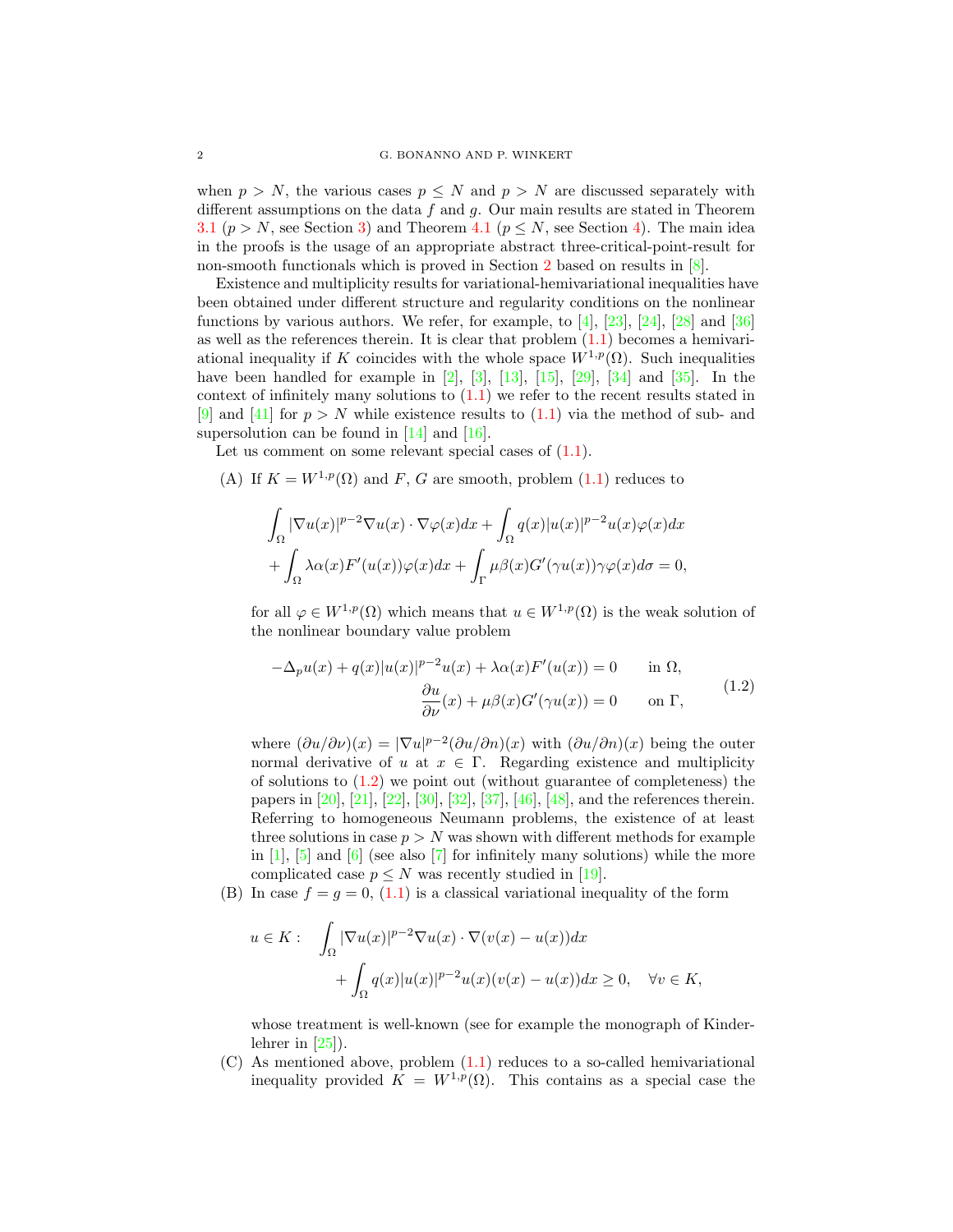when $p > N$, the various cases $p \leq N$ and $p > N$ are discussed separately with different assumptions on the data $f$ and $g$. Our main results are stated in Theorem 3.1 ($p > N$, see Section 3) and Theorem 4.1 ($p \leq N$, see Section 4). The main idea in the proofs is the usage of an appropriate abstract three-critical-point-result for non-smooth functionals which is proved in Section 2 based on results in [8].

Existence and multiplicity results for variational-hemivariational inequalities have been obtained under different structure and regularity conditions on the nonlinear functions by various authors. We refer, for example, to [4], [23], [24], [28] and [36] as well as the references therein. It is clear that problem (1.1) becomes a hemivariational inequality if $K$ coincides with the whole space $W^{1,p}(\Omega)$. Such inequalities have been handled for example in [2], [3], [13], [15], [29], [34] and [35]. In the context of infinitely many solutions to (1.1) we refer to the recent results stated in [9] and [41] for $p > N$ while existence results to (1.1) via the method of sub- and supersolution can be found in [14] and [16].

Let us comment on some relevant special cases of (1.1).

(A) If $K = W^{1,p}(\Omega)$ and $F$, $G$ are smooth, problem (1.1) reduces to

$$\int_\Omega |\nabla u(x)|^{p-2}\nabla u(x) \cdot \nabla \varphi(x) dx + \int_\Omega q(x)|u(x)|^{p-2}u(x)\varphi(x) dx$$
$$+ \int_\Omega \lambda \alpha(x) F'(u(x))\varphi(x) dx + \int_\Gamma \mu \beta(x) G'(\gamma u(x))\gamma \varphi(x) d\sigma = 0,$$

for all $\varphi \in W^{1,p}(\Omega)$ which means that $u \in W^{1,p}(\Omega)$ is the weak solution of the nonlinear boundary value problem

$$\begin{aligned} -\Delta_p u(x) + q(x)|u(x)|^{p-2}u(x) + \lambda \alpha(x) F'(u(x)) &= 0 \qquad \text{in } \Omega, \\ \frac{\partial u}{\partial \nu}(x) + \mu \beta(x) G'(\gamma u(x)) &= 0 \qquad \text{on } \Gamma, \end{aligned} \tag{1.2}$$

where $(\partial u / \partial \nu)(x) = |\nabla u|^{p-2}(\partial u / \partial n)(x)$ with $(\partial u / \partial n)(x)$ being the outer normal derivative of $u$ at $x \in \Gamma$. Regarding existence and multiplicity of solutions to (1.2) we point out (without guarantee of completeness) the papers in [20], [21], [22], [30], [32], [37], [46], [48], and the references therein. Referring to homogeneous Neumann problems, the existence of at least three solutions in case $p > N$ was shown with different methods for example in [1], [5] and [6] (see also [7] for infinitely many solutions) while the more complicated case $p \leq N$ was recently studied in [19].

(B) In case $f = g = 0$, (1.1) is a classical variational inequality of the form

$$u \in K: \quad \int_\Omega |\nabla u(x)|^{p-2}\nabla u(x) \cdot \nabla (v(x) - u(x)) dx$$
$$+ \int_\Omega q(x)|u(x)|^{p-2}u(x)(v(x) - u(x)) dx \geq 0, \quad \forall v \in K,$$

whose treatment is well-known (see for example the monograph of Kinderlehrer in [25]).

(C) As mentioned above, problem (1.1) reduces to a so-called hemivariational inequality provided $K = W^{1,p}(\Omega)$. This contains as a special case the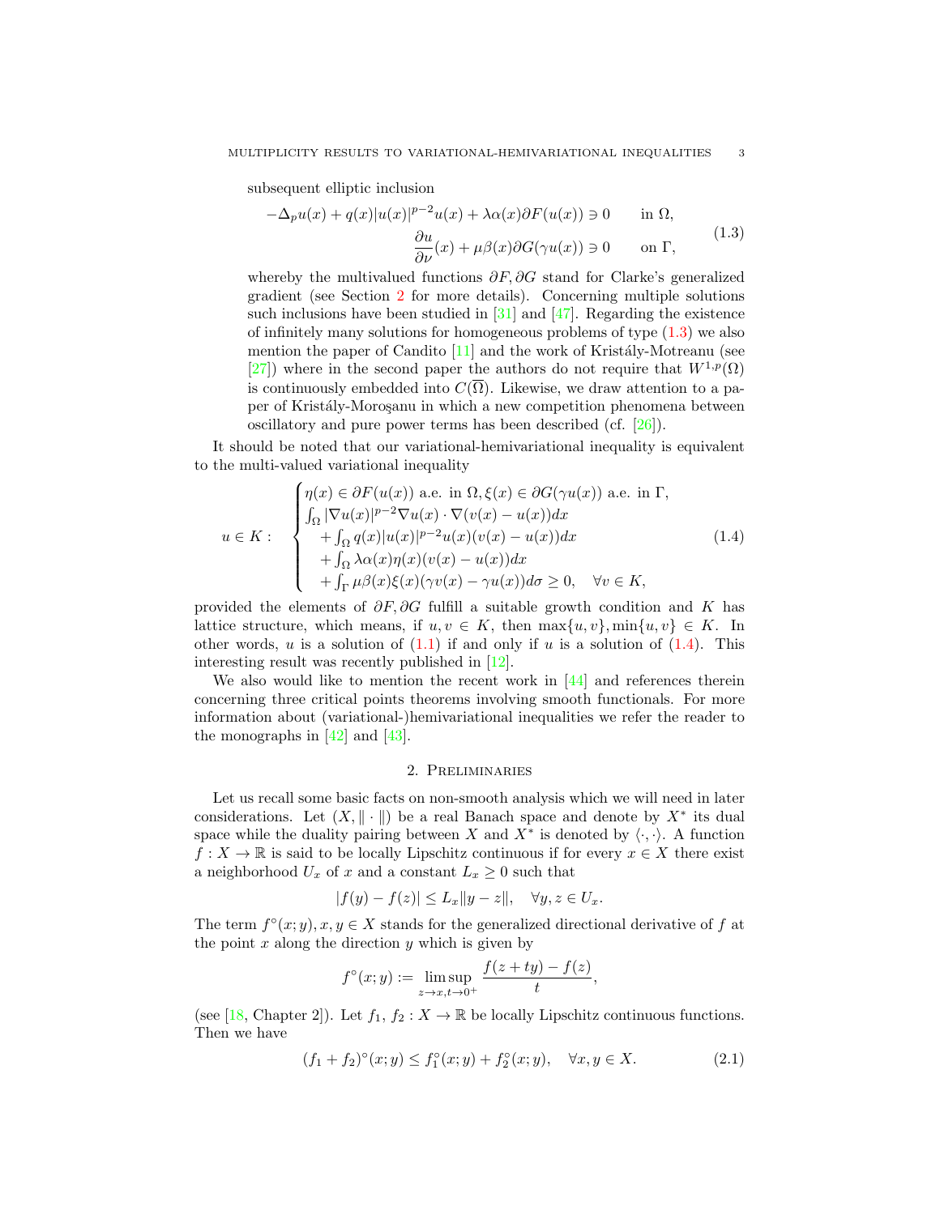subsequent elliptic inclusion

$$
\begin{aligned}
-\Delta_p u(x) + q(x)|u(x)|^{p-2}u(x) + \lambda\alpha(x)\partial F(u(x)) &\ni 0 \qquad \text{in } \Omega, \\
\frac{\partial u}{\partial \nu}(x) + \mu\beta(x)\partial G(\gamma u(x)) &\ni 0 \qquad \text{on } \Gamma,
\end{aligned}
\tag{1.3}
$$

whereby the multivalued functions $\partial F, \partial G$ stand for Clarke's generalized gradient (see Section 2 for more details). Concerning multiple solutions such inclusions have been studied in [31] and [47]. Regarding the existence of infinitely many solutions for homogeneous problems of type (1.3) we also mention the paper of Candito [11] and the work of Kristály-Motreanu (see [27]) where in the second paper the authors do not require that $W^{1,p}(\Omega)$ is continuously embedded into $C(\overline{\Omega})$. Likewise, we draw attention to a paper of Kristály-Moroşanu in which a new competition phenomena between oscillatory and pure power terms has been described (cf. [26]).

It should be noted that our variational-hemivariational inequality is equivalent to the multi-valued variational inequality

$$
u \in K: \quad
\begin{cases}
\eta(x) \in \partial F(u(x)) \text{ a.e. in } \Omega, \xi(x) \in \partial G(\gamma u(x)) \text{ a.e. in } \Gamma, \\
\int_\Omega |\nabla u(x)|^{p-2}\nabla u(x) \cdot \nabla(v(x) - u(x))dx \\
\quad + \int_\Omega q(x)|u(x)|^{p-2}u(x)(v(x) - u(x))dx \\
\quad + \int_\Omega \lambda\alpha(x)\eta(x)(v(x) - u(x))dx \\
\quad + \int_\Gamma \mu\beta(x)\xi(x)(\gamma v(x) - \gamma u(x))d\sigma \geq 0, \quad \forall v \in K,
\end{cases}
\tag{1.4}
$$

provided the elements of $\partial F, \partial G$ fulfill a suitable growth condition and $K$ has lattice structure, which means, if $u, v \in K$, then $\max\{u, v\}, \min\{u, v\} \in K$. In other words, $u$ is a solution of (1.1) if and only if $u$ is a solution of (1.4). This interesting result was recently published in [12].

We also would like to mention the recent work in [44] and references therein concerning three critical points theorems involving smooth functionals. For more information about (variational-)hemivariational inequalities we refer the reader to the monographs in [42] and [43].

## 2. Preliminaries

Let us recall some basic facts on non-smooth analysis which we will need in later considerations. Let $(X, \|\cdot\|)$ be a real Banach space and denote by $X^*$ its dual space while the duality pairing between $X$ and $X^*$ is denoted by $\langle \cdot, \cdot \rangle$. A function $f : X \to \mathbb{R}$ is said to be locally Lipschitz continuous if for every $x \in X$ there exist a neighborhood $U_x$ of $x$ and a constant $L_x \geq 0$ such that

$$
|f(y) - f(z)| \leq L_x\|y - z\|, \quad \forall y, z \in U_x.
$$

The term $f^\circ(x; y), x, y \in X$ stands for the generalized directional derivative of $f$ at the point $x$ along the direction $y$ which is given by

$$
f^\circ(x; y) := \limsup_{z \to x, t \to 0^+} \frac{f(z + ty) - f(z)}{t},
$$

(see [18, Chapter 2]). Let $f_1$, $f_2 : X \to \mathbb{R}$ be locally Lipschitz continuous functions. Then we have

$$
(f_1 + f_2)^\circ(x; y) \leq f_1^\circ(x; y) + f_2^\circ(x; y), \quad \forall x, y \in X.
\tag{2.1}
$$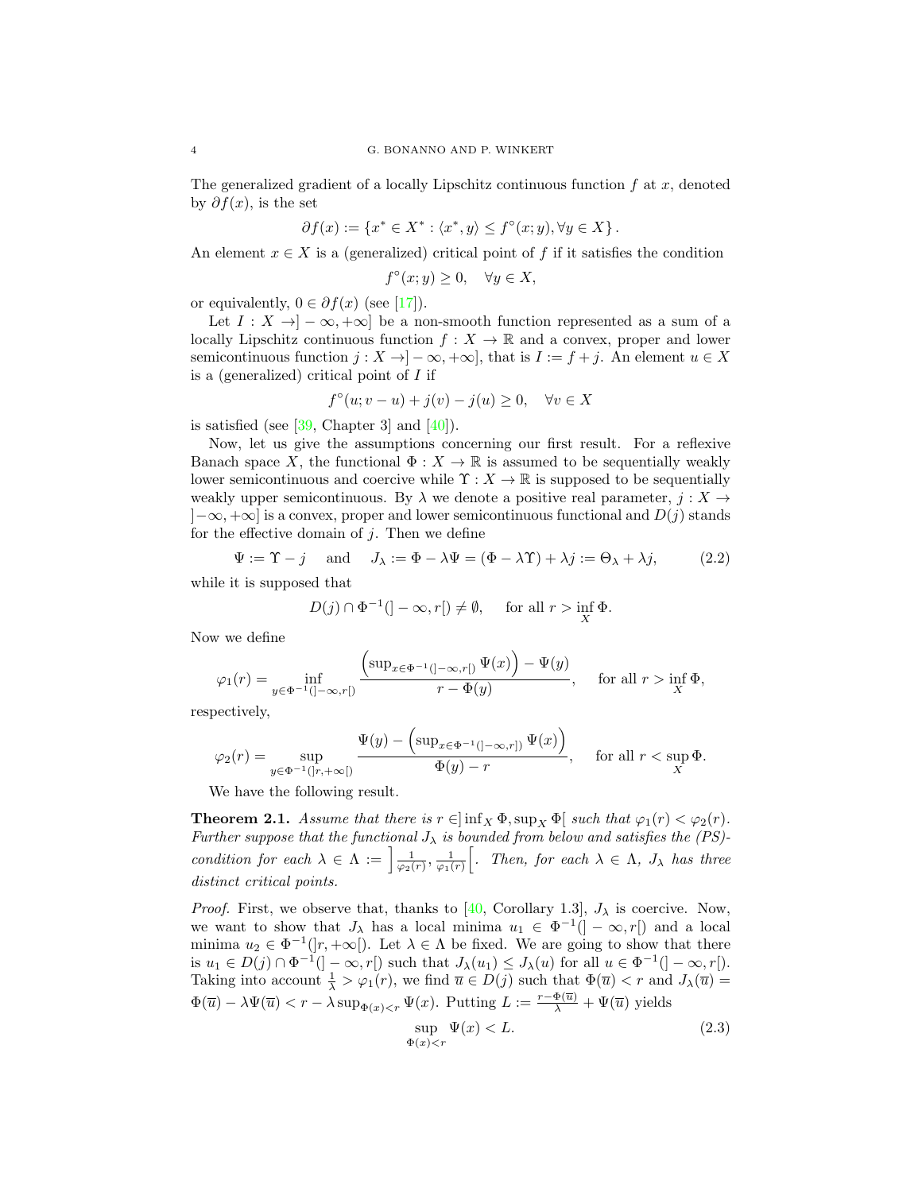The generalized gradient of a locally Lipschitz continuous function $f$ at $x$, denoted by $\partial f(x)$, is the set

$$\partial f(x) := \{x^* \in X^* : \langle x^*, y\rangle \le f^\circ(x; y), \forall y \in X\}.$$

An element $x \in X$ is a (generalized) critical point of $f$ if it satisfies the condition

$$f^\circ(x; y) \ge 0, \quad \forall y \in X,$$

or equivalently, $0 \in \partial f(x)$ (see [17]).

Let $I : X \to ]-\infty, +\infty]$ be a non-smooth function represented as a sum of a locally Lipschitz continuous function $f : X \to \mathbb{R}$ and a convex, proper and lower semicontinuous function $j : X \to ]-\infty, +\infty]$, that is $I := f + j$. An element $u \in X$ is a (generalized) critical point of $I$ if

$$f^\circ(u; v - u) + j(v) - j(u) \ge 0, \quad \forall v \in X$$

is satisfied (see [39, Chapter 3] and [40]).

Now, let us give the assumptions concerning our first result. For a reflexive Banach space $X$, the functional $\Phi : X \to \mathbb{R}$ is assumed to be sequentially weakly lower semicontinuous and coercive while $\Upsilon : X \to \mathbb{R}$ is supposed to be sequentially weakly upper semicontinuous. By $\lambda$ we denote a positive real parameter, $j : X \to ]-\infty, +\infty]$ is a convex, proper and lower semicontinuous functional and $D(j)$ stands for the effective domain of $j$. Then we define

$$\Psi := \Upsilon - j \quad \text{and} \quad J_\lambda := \Phi - \lambda\Psi = (\Phi - \lambda\Upsilon) + \lambda j := \Theta_\lambda + \lambda j, \tag{2.2}$$

while it is supposed that

$$D(j) \cap \Phi^{-1}(]-\infty, r[) \neq \emptyset, \quad \text{for all } r > \inf_X \Phi.$$

Now we define

$$\varphi_1(r) = \inf_{y \in \Phi^{-1}(]-\infty,r[)} \frac{\left(\sup_{x\in\Phi^{-1}(]-\infty,r[)} \Psi(x)\right) - \Psi(y)}{r - \Phi(y)}, \quad \text{for all } r > \inf_X \Phi,$$

respectively,

$$\varphi_2(r) = \sup_{y \in \Phi^{-1}(]r,+\infty[)} \frac{\Psi(y) - \left(\sup_{x\in\Phi^{-1}(]-\infty,r])} \Psi(x)\right)}{\Phi(y) - r}, \quad \text{for all } r < \sup_X \Phi.$$

We have the following result.

**Theorem 2.1.** *Assume that there is $r \in ]\inf_X \Phi, \sup_X \Phi[$ such that $\varphi_1(r) < \varphi_2(r)$. Further suppose that the functional $J_\lambda$ is bounded from below and satisfies the (PS)-condition for each $\lambda \in \Lambda := \left]\frac{1}{\varphi_2(r)}, \frac{1}{\varphi_1(r)}\right[$. Then, for each $\lambda \in \Lambda$, $J_\lambda$ has three distinct critical points.*

*Proof.* First, we observe that, thanks to [40, Corollary 1.3], $J_\lambda$ is coercive. Now, we want to show that $J_\lambda$ has a local minima $u_1 \in \Phi^{-1}(]-\infty, r[)$ and a local minima $u_2 \in \Phi^{-1}(]r, +\infty[)$. Let $\lambda \in \Lambda$ be fixed. We are going to show that there is $u_1 \in D(j) \cap \Phi^{-1}(]-\infty, r[)$ such that $J_\lambda(u_1) \le J_\lambda(u)$ for all $u \in \Phi^{-1}(]-\infty, r[)$. Taking into account $\frac{1}{\lambda} > \varphi_1(r)$, we find $\overline{u} \in D(j)$ such that $\Phi(\overline{u}) < r$ and $J_\lambda(\overline{u}) = \Phi(\overline{u}) - \lambda\Psi(\overline{u}) < r - \lambda \sup_{\Phi(x)<r} \Psi(x)$. Putting $L := \frac{r-\Phi(\overline{u})}{\lambda} + \Psi(\overline{u})$ yields

$$\sup_{\Phi(x)<r} \Psi(x) < L. \tag{2.3}$$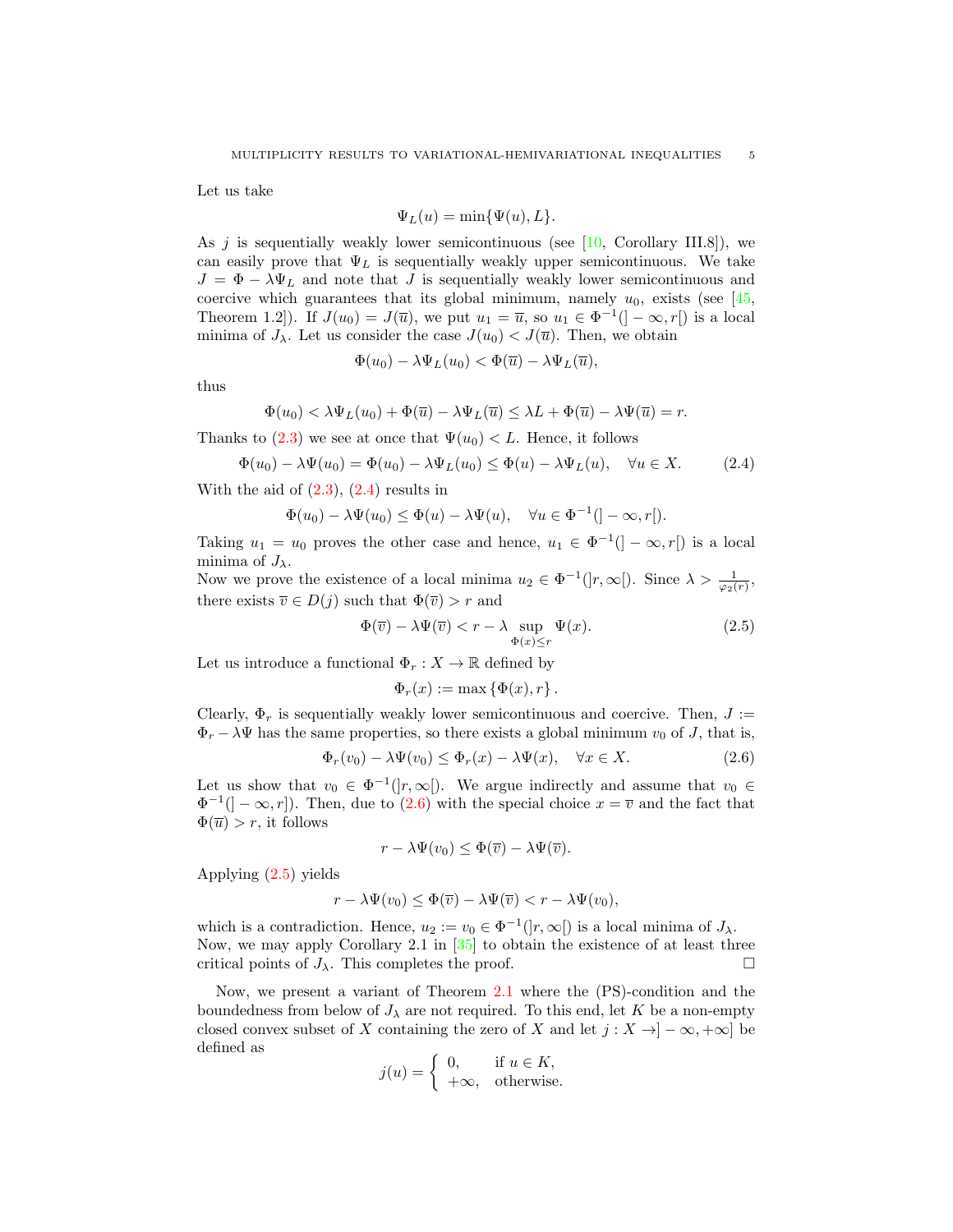Let us take

$$\Psi_L(u) = \min\{\Psi(u), L\}.$$

As $j$ is sequentially weakly lower semicontinuous (see [10, Corollary III.8]), we can easily prove that $\Psi_L$ is sequentially weakly upper semicontinuous. We take $J = \Phi - \lambda\Psi_L$ and note that $J$ is sequentially weakly lower semicontinuous and coercive which guarantees that its global minimum, namely $u_0$, exists (see [45, Theorem 1.2]). If $J(u_0) = J(\overline{u})$, we put $u_1 = \overline{u}$, so $u_1 \in \Phi^{-1}(]-\infty, r[)$ is a local minima of $J_\lambda$. Let us consider the case $J(u_0) < J(\overline{u})$. Then, we obtain

$$\Phi(u_0) - \lambda\Psi_L(u_0) < \Phi(\overline{u}) - \lambda\Psi_L(\overline{u}),$$

thus

$$\Phi(u_0) < \lambda\Psi_L(u_0) + \Phi(\overline{u}) - \lambda\Psi_L(\overline{u}) \leq \lambda L + \Phi(\overline{u}) - \lambda\Psi(\overline{u}) = r.$$

Thanks to (2.3) we see at once that $\Psi(u_0) < L$. Hence, it follows

$$\Phi(u_0) - \lambda\Psi(u_0) = \Phi(u_0) - \lambda\Psi_L(u_0) \leq \Phi(u) - \lambda\Psi_L(u), \quad \forall u \in X. \tag{2.4}$$

With the aid of (2.3), (2.4) results in

$$\Phi(u_0) - \lambda\Psi(u_0) \leq \Phi(u) - \lambda\Psi(u), \quad \forall u \in \Phi^{-1}(]-\infty, r[).$$

Taking $u_1 = u_0$ proves the other case and hence, $u_1 \in \Phi^{-1}(]-\infty, r[)$ is a local minima of $J_\lambda$.

Now we prove the existence of a local minima $u_2 \in \Phi^{-1}(]r, \infty[)$. Since $\lambda > \frac{1}{\varphi_2(r)}$, there exists $\overline{v} \in D(j)$ such that $\Phi(\overline{v}) > r$ and

$$\Phi(\overline{v}) - \lambda\Psi(\overline{v}) < r - \lambda \sup_{\Phi(x) \leq r} \Psi(x). \tag{2.5}$$

Let us introduce a functional $\Phi_r : X \to \mathbb{R}$ defined by

$$\Phi_r(x) := \max\{\Phi(x), r\}.$$

Clearly, $\Phi_r$ is sequentially weakly lower semicontinuous and coercive. Then, $J := \Phi_r - \lambda\Psi$ has the same properties, so there exists a global minimum $v_0$ of $J$, that is,

$$\Phi_r(v_0) - \lambda\Psi(v_0) \leq \Phi_r(x) - \lambda\Psi(x), \quad \forall x \in X. \tag{2.6}$$

Let us show that $v_0 \in \Phi^{-1}(]r, \infty[)$. We argue indirectly and assume that $v_0 \in \Phi^{-1}(]-\infty, r])$. Then, due to (2.6) with the special choice $x = \overline{v}$ and the fact that $\Phi(\overline{u}) > r$, it follows

$$r - \lambda\Psi(v_0) \leq \Phi(\overline{v}) - \lambda\Psi(\overline{v}).$$

Applying (2.5) yields

$$r - \lambda\Psi(v_0) \leq \Phi(\overline{v}) - \lambda\Psi(\overline{v}) < r - \lambda\Psi(v_0),$$

which is a contradiction. Hence, $u_2 := v_0 \in \Phi^{-1}(]r, \infty[)$ is a local minima of $J_\lambda$.

Now, we may apply Corollary 2.1 in [35] to obtain the existence of at least three critical points of $J_\lambda$. This completes the proof. □

Now, we present a variant of Theorem 2.1 where the (PS)-condition and the boundedness from below of $J_\lambda$ are not required. To this end, let $K$ be a non-empty closed convex subset of $X$ containing the zero of $X$ and let $j : X \to ]-\infty, +\infty]$ be defined as

$$j(u) = \begin{cases} 0, & \text{if } u \in K, \\ +\infty, & \text{otherwise.} \end{cases}$$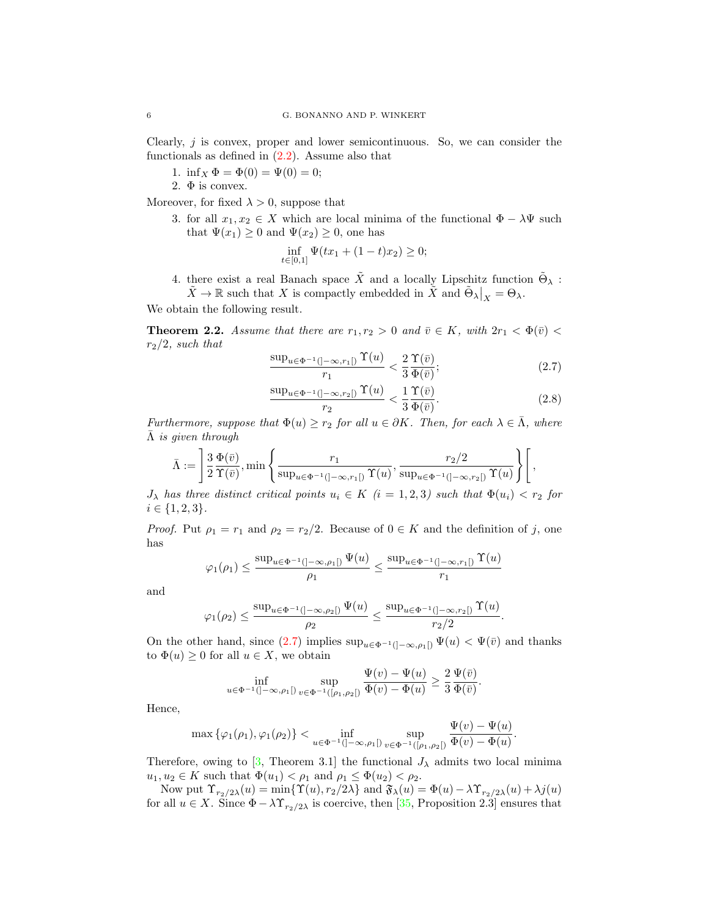Clearly, $j$ is convex, proper and lower semicontinuous. So, we can consider the functionals as defined in (2.2). Assume also that

1. $\inf_X \Phi = \Phi(0) = \Psi(0) = 0$;
2. $\Phi$ is convex.

Moreover, for fixed $\lambda > 0$, suppose that

3. for all $x_1, x_2 \in X$ which are local minima of the functional $\Phi - \lambda\Psi$ such that $\Psi(x_1) \geq 0$ and $\Psi(x_2) \geq 0$, one has
$$\inf_{t\in[0,1]} \Psi(tx_1 + (1-t)x_2) \geq 0;$$
4. there exist a real Banach space $\tilde{X}$ and a locally Lipschitz function $\tilde{\Theta}_\lambda : \tilde{X} \to \mathbb{R}$ such that $X$ is compactly embedded in $\tilde{X}$ and $\tilde{\Theta}_\lambda\big|_X = \Theta_\lambda$.

We obtain the following result.

**Theorem 2.2.** *Assume that there are $r_1, r_2 > 0$ and $\bar{v} \in K$, with $2r_1 < \Phi(\bar{v}) < r_2/2$, such that*
$$\frac{\sup_{u\in\Phi^{-1}(]-\infty,r_1[)} \Upsilon(u)}{r_1} < \frac{2}{3}\frac{\Upsilon(\bar{v})}{\Phi(\bar{v})}; \tag{2.7}$$
$$\frac{\sup_{u\in\Phi^{-1}(]-\infty,r_2[)} \Upsilon(u)}{r_2} < \frac{1}{3}\frac{\Upsilon(\bar{v})}{\Phi(\bar{v})}. \tag{2.8}$$
*Furthermore, suppose that $\Phi(u) \geq r_2$ for all $u \in \partial K$. Then, for each $\lambda \in \bar{\Lambda}$, where $\bar{\Lambda}$ is given through*
$$\bar{\Lambda} := \left]\frac{3}{2}\frac{\Phi(\bar{v})}{\Upsilon(\bar{v})}, \min\left\{\frac{r_1}{\sup_{u\in\Phi^{-1}(]-\infty,r_1[)} \Upsilon(u)}, \frac{r_2/2}{\sup_{u\in\Phi^{-1}(]-\infty,r_2[)} \Upsilon(u)}\right\}\right[,$$
*$J_\lambda$ has three distinct critical points $u_i \in K$ $(i = 1,2,3)$ such that $\Phi(u_i) < r_2$ for $i \in \{1,2,3\}$.*

*Proof.* Put $\rho_1 = r_1$ and $\rho_2 = r_2/2$. Because of $0 \in K$ and the definition of $j$, one has
$$\varphi_1(\rho_1) \leq \frac{\sup_{u\in\Phi^{-1}(]-\infty,\rho_1[)} \Psi(u)}{\rho_1} \leq \frac{\sup_{u\in\Phi^{-1}(]-\infty,r_1[)} \Upsilon(u)}{r_1}$$
and
$$\varphi_1(\rho_2) \leq \frac{\sup_{u\in\Phi^{-1}(]-\infty,\rho_2[)} \Psi(u)}{\rho_2} \leq \frac{\sup_{u\in\Phi^{-1}(]-\infty,r_2[)} \Upsilon(u)}{r_2/2}.$$
On the other hand, since (2.7) implies $\sup_{u\in\Phi^{-1}(]-\infty,\rho_1[)} \Psi(u) < \Psi(\bar{v})$ and thanks to $\Phi(u) \geq 0$ for all $u \in X$, we obtain
$$\inf_{u\in\Phi^{-1}(]-\infty,\rho_1[)} \sup_{v\in\Phi^{-1}([\rho_1,\rho_2[)} \frac{\Psi(v) - \Psi(u)}{\Phi(v) - \Phi(u)} \geq \frac{2}{3}\frac{\Psi(\bar{v})}{\Phi(\bar{v})}.$$
Hence,
$$\max\{\varphi_1(\rho_1), \varphi_1(\rho_2)\} < \inf_{u\in\Phi^{-1}(]-\infty,\rho_1[)} \sup_{v\in\Phi^{-1}([\rho_1,\rho_2[)} \frac{\Psi(v) - \Psi(u)}{\Phi(v) - \Phi(u)}.$$
Therefore, owing to [3, Theorem 3.1] the functional $J_\lambda$ admits two local minima $u_1, u_2 \in K$ such that $\Phi(u_1) < \rho_1$ and $\rho_1 \leq \Phi(u_2) < \rho_2$.

Now put $\Upsilon_{r_2/2\lambda}(u) = \min\{\Upsilon(u), r_2/2\lambda\}$ and $\mathfrak{F}_\lambda(u) = \Phi(u) - \lambda\Upsilon_{r_2/2\lambda}(u) + \lambda j(u)$ for all $u \in X$. Since $\Phi - \lambda\Upsilon_{r_2/2\lambda}$ is coercive, then [35, Proposition 2.3] ensures that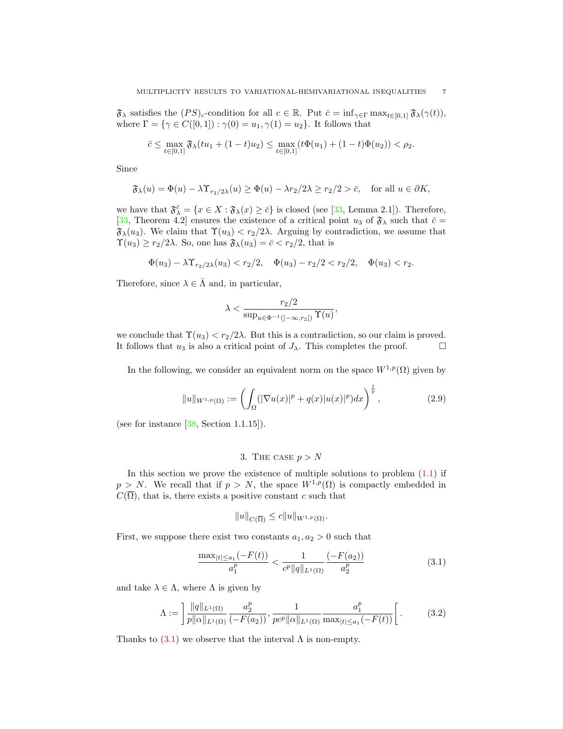$\mathfrak{F}_\lambda$ satisfies the $(PS)_c$-condition for all $c \in \mathbb{R}$. Put $\bar{c} = \inf_{\gamma\in\Gamma} \max_{t\in[0,1]} \mathfrak{F}_\lambda(\gamma(t))$, where $\Gamma = \{\gamma \in C([0,1]) : \gamma(0) = u_1, \gamma(1) = u_2\}$. It follows that

$$\bar{c} \leq \max_{t\in[0,1]} \mathfrak{F}_\lambda(tu_1 + (1-t)u_2) \leq \max_{t\in[0,1]} (t\Phi(u_1) + (1-t)\Phi(u_2)) < \rho_2.$$

Since

$$\mathfrak{F}_\lambda(u) = \Phi(u) - \lambda\Upsilon_{r_2/2\lambda}(u) \geq \Phi(u) - \lambda r_2/2\lambda \geq r_2/2 > \bar{c}, \quad \text{for all } u \in \partial K,$$

we have that $\mathfrak{F}_\lambda^{\bar{c}} = \{x \in X : \mathfrak{F}_\lambda(x) \geq \bar{c}\}$ is closed (see [33, Lemma 2.1]). Therefore, [33, Theorem 4.2] ensures the existence of a critical point $u_3$ of $\mathfrak{F}_\lambda$ such that $\bar{c} = \mathfrak{F}_\lambda(u_3)$. We claim that $\Upsilon(u_3) < r_2/2\lambda$. Arguing by contradiction, we assume that $\Upsilon(u_3) \geq r_2/2\lambda$. So, one has $\mathfrak{F}_\lambda(u_3) = \bar{c} < r_2/2$, that is

$$\Phi(u_3) - \lambda\Upsilon_{r_2/2\lambda}(u_3) < r_2/2, \quad \Phi(u_3) - r_2/2 < r_2/2, \quad \Phi(u_3) < r_2.$$

Therefore, since $\lambda \in \bar{\Lambda}$ and, in particular,

$$\lambda < \frac{r_2/2}{\sup_{u\in\Phi^{-1}(]-\infty,r_2[)} \Upsilon(u)},$$

we conclude that $\Upsilon(u_3) < r_2/2\lambda$. But this is a contradiction, so our claim is proved. It follows that $u_3$ is also a critical point of $J_\lambda$. This completes the proof. $\square$

In the following, we consider an equivalent norm on the space $W^{1,p}(\Omega)$ given by

$$\|u\|_{W^{1,p}(\Omega)} := \left(\int_\Omega (|\nabla u(x)|^p + q(x)|u(x)|^p)dx\right)^{\frac{1}{p}}, \tag{2.9}$$

(see for instance [38, Section 1.1.15]).

## 3. The case $p > N$

In this section we prove the existence of multiple solutions to problem (1.1) if $p > N$. We recall that if $p > N$, the space $W^{1,p}(\Omega)$ is compactly embedded in $C(\overline{\Omega})$, that is, there exists a positive constant $c$ such that

$$\|u\|_{C(\overline{\Omega})} \leq c\|u\|_{W^{1,p}(\Omega)}.$$

First, we suppose there exist two constants $a_1, a_2 > 0$ such that

$$\frac{\max_{|t|\leq a_1}(-F(t))}{a_1^p} < \frac{1}{c^p\|q\|_{L^1(\Omega)}} \frac{(-F(a_2))}{a_2^p} \tag{3.1}$$

and take $\lambda \in \Lambda$, where $\Lambda$ is given by

$$\Lambda := \left] \frac{\|q\|_{L^1(\Omega)}}{p\|\alpha\|_{L^1(\Omega)}} \frac{a_2^p}{(-F(a_2))}, \frac{1}{pc^p\|\alpha\|_{L^1(\Omega)}} \frac{a_1^p}{\max_{|t|\leq a_1}(-F(t))} \right[. \tag{3.2}$$

Thanks to (3.1) we observe that the interval $\Lambda$ is non-empty.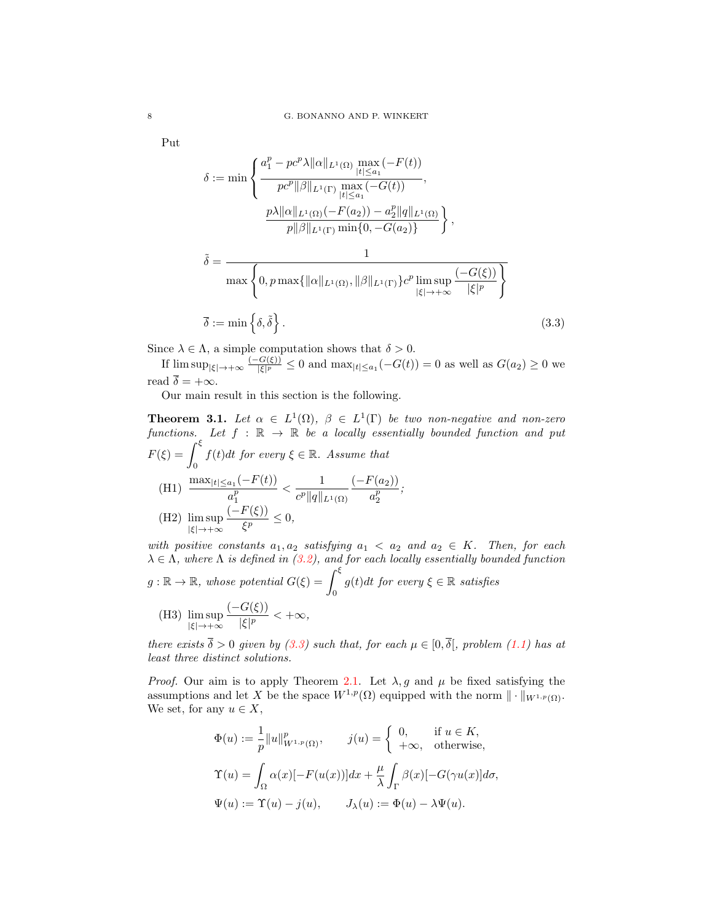Put

$$
\delta := \min \left\{ \frac{a_1^p - pc^p \lambda \|\alpha\|_{L^1(\Omega)} \max_{|t| \le a_1} (-F(t))}{pc^p \|\beta\|_{L^1(\Gamma)} \max_{|t| \le a_1} (-G(t))}, \right.
$$

$$
\left. \frac{p\lambda \|\alpha\|_{L^1(\Omega)} (-F(a_2)) - a_2^p \|q\|_{L^1(\Omega)}}{p \|\beta\|_{L^1(\Gamma)} \min\{0, -G(a_2)\}} \right\},
$$

$$
\tilde{\delta} = \frac{1}{\max \left\{ 0, p \max\{\|\alpha\|_{L^1(\Omega)}, \|\beta\|_{L^1(\Gamma)}\} c^p \limsup_{|\xi| \to +\infty} \dfrac{(-G(\xi))}{|\xi|^p} \right\}}
$$

$$
\overline{\delta} := \min \left\{ \delta, \tilde{\delta} \right\}. \tag{3.3}
$$

Since $\lambda \in \Lambda$, a simple computation shows that $\delta > 0$.

If $\limsup_{|\xi| \to +\infty} \frac{(-G(\xi))}{|\xi|^p} \le 0$ and $\max_{|t| \le a_1} (-G(t)) = 0$ as well as $G(a_2) \ge 0$ we read $\overline{\delta} = +\infty$.

Our main result in this section is the following.

**Theorem 3.1.** *Let $\alpha \in L^1(\Omega)$, $\beta \in L^1(\Gamma)$ be two non-negative and non-zero functions. Let $f : \mathbb{R} \to \mathbb{R}$ be a locally essentially bounded function and put $F(\xi) = \int_0^\xi f(t) dt$ for every $\xi \in \mathbb{R}$. Assume that*

(H1) $\dfrac{\max_{|t| \le a_1} (-F(t))}{a_1^p} < \dfrac{1}{c^p \|q\|_{L^1(\Omega)}} \dfrac{(-F(a_2))}{a_2^p}$;

(H2) $\limsup_{|\xi| \to +\infty} \dfrac{(-F(\xi))}{\xi^p} \le 0$,

*with positive constants $a_1, a_2$ satisfying $a_1 < a_2$ and $a_2 \in K$. Then, for each $\lambda \in \Lambda$, where $\Lambda$ is defined in (3.2), and for each locally essentially bounded function $g : \mathbb{R} \to \mathbb{R}$, whose potential $G(\xi) = \int_0^\xi g(t) dt$ for every $\xi \in \mathbb{R}$ satisfies*

(H3) $\limsup_{|\xi| \to +\infty} \dfrac{(-G(\xi))}{|\xi|^p} < +\infty$,

*there exists $\overline{\delta} > 0$ given by (3.3) such that, for each $\mu \in [0, \overline{\delta}[$, problem (1.1) has at least three distinct solutions.*

*Proof.* Our aim is to apply Theorem 2.1. Let $\lambda, g$ and $\mu$ be fixed satisfying the assumptions and let $X$ be the space $W^{1,p}(\Omega)$ equipped with the norm $\|\cdot\|_{W^{1,p}(\Omega)}$. We set, for any $u \in X$,

$$
\Phi(u) := \frac{1}{p} \|u\|_{W^{1,p}(\Omega)}^p, \qquad j(u) = \begin{cases} 0, & \text{if } u \in K, \\ +\infty, & \text{otherwise,} \end{cases}
$$

$$
\Upsilon(u) = \int_\Omega \alpha(x) [-F(u(x))] dx + \frac{\mu}{\lambda} \int_\Gamma \beta(x) [-G(\gamma u(x)] d\sigma,
$$

$$
\Psi(u) := \Upsilon(u) - j(u), \qquad J_\lambda(u) := \Phi(u) - \lambda \Psi(u).
$$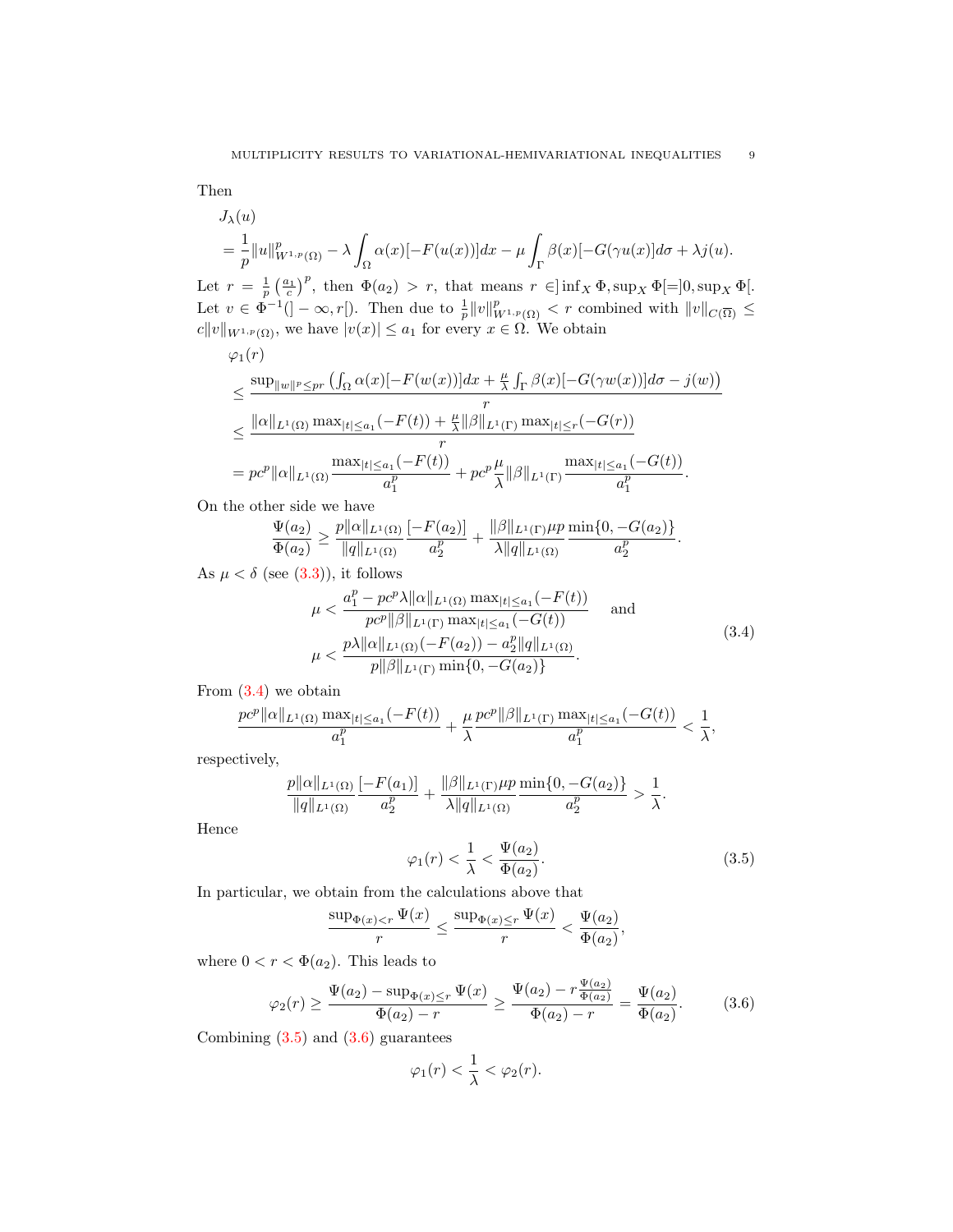Then

$$
\begin{aligned}
&J_\lambda(u) \\
&= \frac{1}{p}\|u\|^p_{W^{1,p}(\Omega)} - \lambda \int_\Omega \alpha(x)[-F(u(x))]dx - \mu \int_\Gamma \beta(x)[-G(\gamma u(x)]d\sigma + \lambda j(u).
\end{aligned}
$$

Let $r = \frac{1}{p}\left(\frac{a_1}{c}\right)^p$, then $\Phi(a_2) > r$, that means $r \in ]\inf_X \Phi, \sup_X \Phi[=]0, \sup_X \Phi[$. Let $v \in \Phi^{-1}(]-\infty, r[)$. Then due to $\frac{1}{p}\|v\|^p_{W^{1,p}(\Omega)} < r$ combined with $\|v\|_{C(\overline{\Omega})} \le c\|v\|_{W^{1,p}(\Omega)}$, we have $|v(x)| \le a_1$ for every $x \in \Omega$. We obtain

$$
\begin{aligned}
&\varphi_1(r) \\
&\le \frac{\sup_{\|w\|^p \le pr}\left(\int_\Omega \alpha(x)[-F(w(x))]dx + \frac{\mu}{\lambda}\int_\Gamma \beta(x)[-G(\gamma w(x))]d\sigma - j(w)\right)}{r} \\
&\le \frac{\|\alpha\|_{L^1(\Omega)} \max_{|t| \le a_1}(-F(t)) + \frac{\mu}{\lambda}\|\beta\|_{L^1(\Gamma)} \max_{|t| \le r}(-G(r))}{r} \\
&= pc^p\|\alpha\|_{L^1(\Omega)} \frac{\max_{|t| \le a_1}(-F(t))}{a_1^p} + pc^p \frac{\mu}{\lambda}\|\beta\|_{L^1(\Gamma)} \frac{\max_{|t| \le a_1}(-G(t))}{a_1^p}.
\end{aligned}
$$

On the other side we have

$$
\frac{\Psi(a_2)}{\Phi(a_2)} \ge \frac{p\|\alpha\|_{L^1(\Omega)}}{\|q\|_{L^1(\Omega)}} \frac{[-F(a_2)]}{a_2^p} + \frac{\|\beta\|_{L^1(\Gamma)}\mu p}{\lambda\|q\|_{L^1(\Omega)}} \frac{\min\{0, -G(a_2)\}}{a_2^p}.
$$

As $\mu < \delta$ (see (3.3)), it follows

$$
\begin{aligned}
&\mu < \frac{a_1^p - pc^p\lambda\|\alpha\|_{L^1(\Omega)} \max_{|t| \le a_1}(-F(t))}{pc^p\|\beta\|_{L^1(\Gamma)} \max_{|t| \le a_1}(-G(t))} \quad \text{and} \\
&\mu < \frac{p\lambda\|\alpha\|_{L^1(\Omega)}(-F(a_2)) - a_2^p\|q\|_{L^1(\Omega)}}{p\|\beta\|_{L^1(\Gamma)} \min\{0, -G(a_2)\}}.
\end{aligned}
\tag{3.4}
$$

From (3.4) we obtain

$$
\frac{pc^p\|\alpha\|_{L^1(\Omega)} \max_{|t| \le a_1}(-F(t))}{a_1^p} + \frac{\mu}{\lambda} \frac{pc^p\|\beta\|_{L^1(\Gamma)} \max_{|t| \le a_1}(-G(t))}{a_1^p} < \frac{1}{\lambda},
$$

respectively,

$$
\frac{p\|\alpha\|_{L^1(\Omega)}}{\|q\|_{L^1(\Omega)}} \frac{[-F(a_1)]}{a_2^p} + \frac{\|\beta\|_{L^1(\Gamma)}\mu p}{\lambda\|q\|_{L^1(\Omega)}} \frac{\min\{0, -G(a_2)\}}{a_2^p} > \frac{1}{\lambda}.
$$

Hence

$$
\varphi_1(r) < \frac{1}{\lambda} < \frac{\Psi(a_2)}{\Phi(a_2)}.
\tag{3.5}
$$

In particular, we obtain from the calculations above that

$$
\frac{\sup_{\Phi(x) < r} \Psi(x)}{r} \le \frac{\sup_{\Phi(x) \le r} \Psi(x)}{r} < \frac{\Psi(a_2)}{\Phi(a_2)},
$$

where $0 < r < \Phi(a_2)$. This leads to

$$
\varphi_2(r) \ge \frac{\Psi(a_2) - \sup_{\Phi(x) \le r} \Psi(x)}{\Phi(a_2) - r} \ge \frac{\Psi(a_2) - r\frac{\Psi(a_2)}{\Phi(a_2)}}{\Phi(a_2) - r} = \frac{\Psi(a_2)}{\Phi(a_2)}.
\tag{3.6}
$$

Combining (3.5) and (3.6) guarantees

$$
\varphi_1(r) < \frac{1}{\lambda} < \varphi_2(r).
$$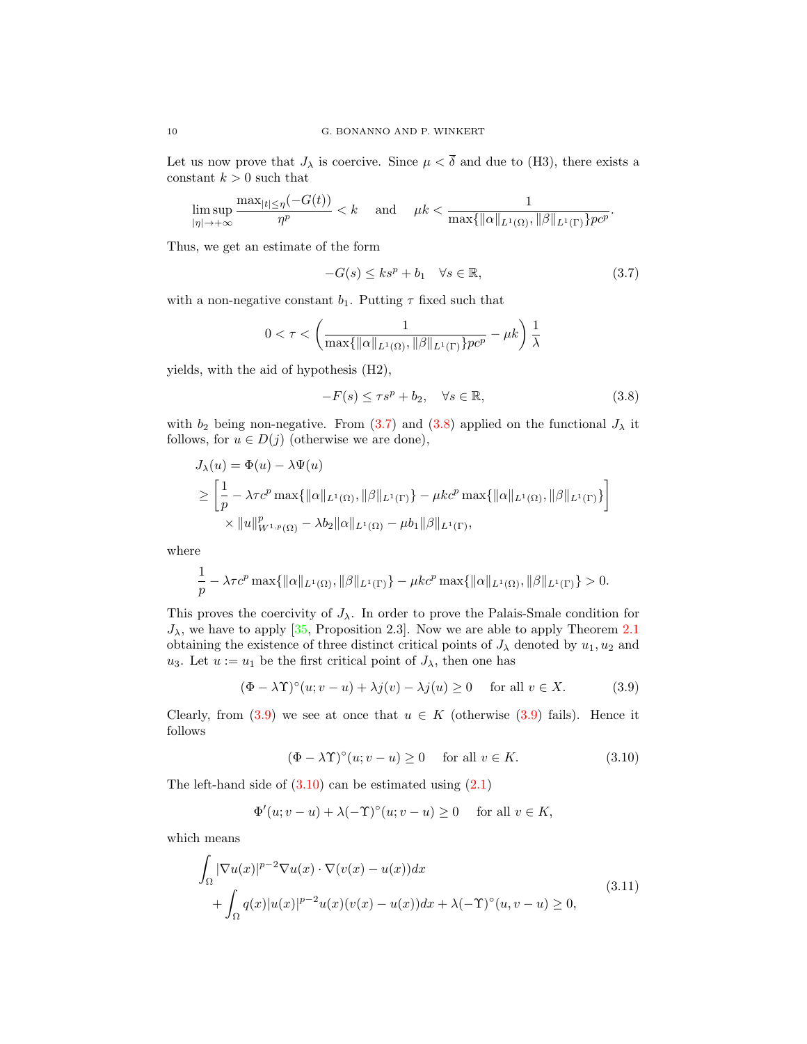Let us now prove that $J_\lambda$ is coercive. Since $\mu < \overline{\delta}$ and due to (H3), there exists a constant $k > 0$ such that

$$\limsup_{|\eta| \to +\infty} \frac{\max_{|t| \leq \eta}(-G(t))}{\eta^p} < k \quad \text{ and } \quad \mu k < \frac{1}{\max\{\|\alpha\|_{L^1(\Omega)}, \|\beta\|_{L^1(\Gamma)}\} p c^p}.$$

Thus, we get an estimate of the form

$$-G(s) \leq k s^p + b_1 \quad \forall s \in \mathbb{R}, \tag{3.7}$$

with a non-negative constant $b_1$. Putting $\tau$ fixed such that

$$0 < \tau < \left( \frac{1}{\max\{\|\alpha\|_{L^1(\Omega)}, \|\beta\|_{L^1(\Gamma)}\} p c^p} - \mu k \right) \frac{1}{\lambda}$$

yields, with the aid of hypothesis (H2),

$$-F(s) \leq \tau s^p + b_2, \quad \forall s \in \mathbb{R}, \tag{3.8}$$

with $b_2$ being non-negative. From (3.7) and (3.8) applied on the functional $J_\lambda$ it follows, for $u \in D(j)$ (otherwise we are done),

$$\begin{aligned}
J_\lambda(u) &= \Phi(u) - \lambda \Psi(u) \\
&\geq \left[ \frac{1}{p} - \lambda \tau c^p \max\{\|\alpha\|_{L^1(\Omega)}, \|\beta\|_{L^1(\Gamma)}\} - \mu k c^p \max\{\|\alpha\|_{L^1(\Omega)}, \|\beta\|_{L^1(\Gamma)}\} \right] \\
&\quad \times \|u\|^p_{W^{1,p}(\Omega)} - \lambda b_2 \|\alpha\|_{L^1(\Omega)} - \mu b_1 \|\beta\|_{L^1(\Gamma)},
\end{aligned}$$

where

$$\frac{1}{p} - \lambda \tau c^p \max\{\|\alpha\|_{L^1(\Omega)}, \|\beta\|_{L^1(\Gamma)}\} - \mu k c^p \max\{\|\alpha\|_{L^1(\Omega)}, \|\beta\|_{L^1(\Gamma)}\} > 0.$$

This proves the coercivity of $J_\lambda$. In order to prove the Palais-Smale condition for $J_\lambda$, we have to apply [35, Proposition 2.3]. Now we are able to apply Theorem 2.1 obtaining the existence of three distinct critical points of $J_\lambda$ denoted by $u_1, u_2$ and $u_3$. Let $u := u_1$ be the first critical point of $J_\lambda$, then one has

$$(\Phi - \lambda \Upsilon)^\circ(u; v - u) + \lambda j(v) - \lambda j(u) \geq 0 \quad \text{ for all } v \in X. \tag{3.9}$$

Clearly, from (3.9) we see at once that $u \in K$ (otherwise (3.9) fails). Hence it follows

$$(\Phi - \lambda \Upsilon)^\circ(u; v - u) \geq 0 \quad \text{ for all } v \in K. \tag{3.10}$$

The left-hand side of (3.10) can be estimated using (2.1)

$$\Phi'(u; v - u) + \lambda(-\Upsilon)^\circ(u; v - u) \geq 0 \quad \text{ for all } v \in K,$$

which means

$$\begin{aligned}
&\int_\Omega |\nabla u(x)|^{p-2} \nabla u(x) \cdot \nabla(v(x) - u(x)) dx \\
&\quad + \int_\Omega q(x) |u(x)|^{p-2} u(x)(v(x) - u(x)) dx + \lambda(-\Upsilon)^\circ(u, v - u) \geq 0,
\end{aligned} \tag{3.11}$$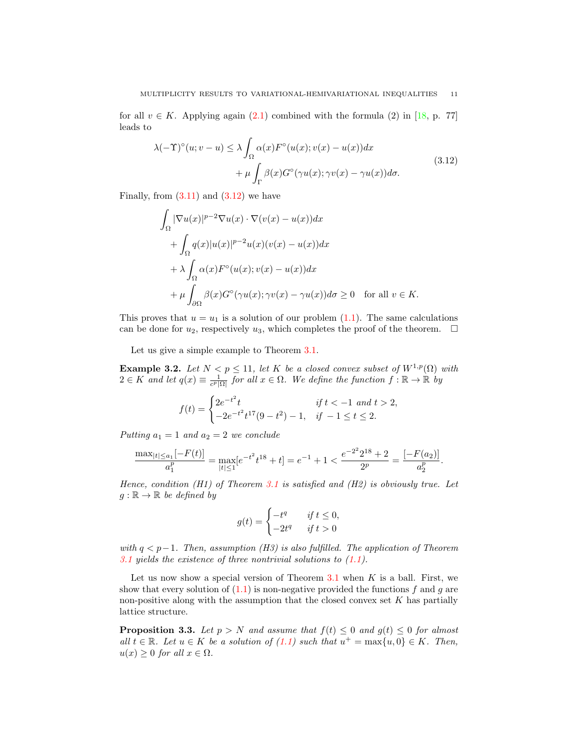for all $v \in K$. Applying again (2.1) combined with the formula (2) in [18, p. 77] leads to

$$
\begin{aligned}
\lambda(-\Upsilon)^\circ(u; v-u) \leq \lambda \int_\Omega \alpha(x) F^\circ(u(x); v(x) - u(x)) dx \\
+ \mu \int_\Gamma \beta(x) G^\circ(\gamma u(x); \gamma v(x) - \gamma u(x)) d\sigma.
\end{aligned}
\tag{3.12}
$$

Finally, from (3.11) and (3.12) we have

$$
\begin{aligned}
&\int_\Omega |\nabla u(x)|^{p-2} \nabla u(x) \cdot \nabla (v(x) - u(x)) dx \\
&\quad + \int_\Omega q(x) |u(x)|^{p-2} u(x) (v(x) - u(x)) dx \\
&\quad + \lambda \int_\Omega \alpha(x) F^\circ(u(x); v(x) - u(x)) dx \\
&\quad + \mu \int_{\partial\Omega} \beta(x) G^\circ(\gamma u(x); \gamma v(x) - \gamma u(x)) d\sigma \geq 0 \quad \text{for all } v \in K.
\end{aligned}
$$

This proves that $u = u_1$ is a solution of our problem (1.1). The same calculations can be done for $u_2$, respectively $u_3$, which completes the proof of the theorem. $\square$

Let us give a simple example to Theorem 3.1.

**Example 3.2.** *Let $N < p \leq 11$, let $K$ be a closed convex subset of $W^{1,p}(\Omega)$ with $2 \in K$ and let $q(x) \equiv \frac{1}{c^p |\Omega|}$ for all $x \in \Omega$. We define the function $f : \mathbb{R} \to \mathbb{R}$ by*

$$
f(t) = \begin{cases} 2e^{-t^2} t & \text{if } t < -1 \text{ and } t > 2, \\ -2e^{-t^2} t^{17}(9 - t^2) - 1, & \text{if } -1 \leq t \leq 2. \end{cases}
$$

*Putting $a_1 = 1$ and $a_2 = 2$ we conclude*

$$
\frac{\max_{|t| \leq a_1}[-F(t)]}{a_1^p} = \max_{|t| \leq 1} [e^{-t^2} t^{18} + t] = e^{-1} + 1 < \frac{e^{-2^2} 2^{18} + 2}{2^p} = \frac{[-F(a_2)]}{a_2^p}.
$$

*Hence, condition (H1) of Theorem 3.1 is satisfied and (H2) is obviously true. Let $g : \mathbb{R} \to \mathbb{R}$ be defined by*

$$
g(t) = \begin{cases} -t^q & \text{if } t \leq 0, \\ -2t^q & \text{if } t > 0 \end{cases}
$$

*with $q < p - 1$. Then, assumption (H3) is also fulfilled. The application of Theorem 3.1 yields the existence of three nontrivial solutions to (1.1).*

Let us now show a special version of Theorem 3.1 when $K$ is a ball. First, we show that every solution of (1.1) is non-negative provided the functions $f$ and $g$ are non-positive along with the assumption that the closed convex set $K$ has partially lattice structure.

**Proposition 3.3.** *Let $p > N$ and assume that $f(t) \leq 0$ and $g(t) \leq 0$ for almost all $t \in \mathbb{R}$. Let $u \in K$ be a solution of (1.1) such that $u^+ = \max\{u, 0\} \in K$. Then, $u(x) \geq 0$ for all $x \in \Omega$.*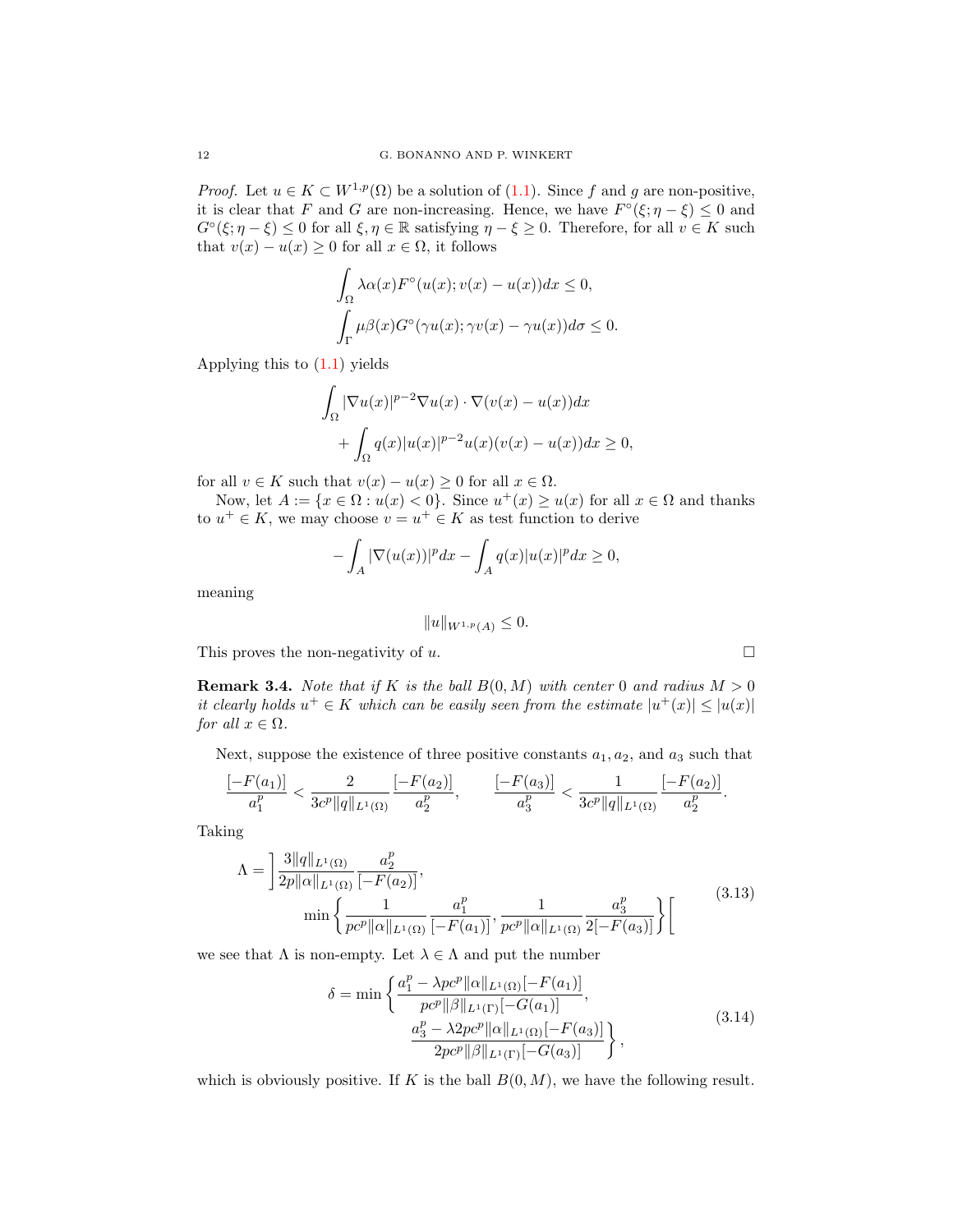*Proof.* Let $u \in K \subset W^{1,p}(\Omega)$ be a solution of (1.1). Since $f$ and $g$ are non-positive, it is clear that $F$ and $G$ are non-increasing. Hence, we have $F^\circ(\xi; \eta - \xi) \le 0$ and $G^\circ(\xi; \eta - \xi) \le 0$ for all $\xi, \eta \in \mathbb{R}$ satisfying $\eta - \xi \ge 0$. Therefore, for all $v \in K$ such that $v(x) - u(x) \ge 0$ for all $x \in \Omega$, it follows

$$\int_\Omega \lambda \alpha(x) F^\circ(u(x); v(x) - u(x)) dx \le 0,$$
$$\int_\Gamma \mu \beta(x) G^\circ(\gamma u(x); \gamma v(x) - \gamma u(x)) d\sigma \le 0.$$

Applying this to (1.1) yields

$$\int_\Omega |\nabla u(x)|^{p-2} \nabla u(x) \cdot \nabla (v(x) - u(x)) dx + \int_\Omega q(x) |u(x)|^{p-2} u(x)(v(x) - u(x)) dx \ge 0,$$

for all $v \in K$ such that $v(x) - u(x) \ge 0$ for all $x \in \Omega$.

Now, let $A := \{x \in \Omega : u(x) < 0\}$. Since $u^+(x) \ge u(x)$ for all $x \in \Omega$ and thanks to $u^+ \in K$, we may choose $v = u^+ \in K$ as test function to derive

$$-\int_A |\nabla(u(x))|^p dx - \int_A q(x)|u(x)|^p dx \ge 0,$$

meaning

$$\|u\|_{W^{1,p}(A)} \le 0.$$

This proves the non-negativity of $u$. $\square$

**Remark 3.4.** *Note that if $K$ is the ball $B(0, M)$ with center $0$ and radius $M > 0$ it clearly holds $u^+ \in K$ which can be easily seen from the estimate $|u^+(x)| \le |u(x)|$ for all $x \in \Omega$.*

Next, suppose the existence of three positive constants $a_1, a_2$, and $a_3$ such that

$$\frac{[-F(a_1)]}{a_1^p} < \frac{2}{3c^p\|q\|_{L^1(\Omega)}} \frac{[-F(a_2)]}{a_2^p}, \qquad \frac{[-F(a_3)]}{a_3^p} < \frac{1}{3c^p\|q\|_{L^1(\Omega)}} \frac{[-F(a_2)]}{a_2^p}.$$

Taking

$$\Lambda = \left] \frac{3\|q\|_{L^1(\Omega)}}{2p\|\alpha\|_{L^1(\Omega)}} \frac{a_2^p}{[-F(a_2)]}, \min\left\{ \frac{1}{pc^p\|\alpha\|_{L^1(\Omega)}} \frac{a_1^p}{[-F(a_1)]}, \frac{1}{pc^p\|\alpha\|_{L^1(\Omega)}} \frac{a_3^p}{2[-F(a_3)]} \right\} \right[ \tag{3.13}$$

we see that $\Lambda$ is non-empty. Let $\lambda \in \Lambda$ and put the number

$$\delta = \min\left\{ \frac{a_1^p - \lambda pc^p\|\alpha\|_{L^1(\Omega)}[-F(a_1)]}{pc^p\|\beta\|_{L^1(\Gamma)}[-G(a_1)]}, \frac{a_3^p - \lambda 2pc^p\|\alpha\|_{L^1(\Omega)}[-F(a_3)]}{2pc^p\|\beta\|_{L^1(\Gamma)}[-G(a_3)]} \right\}, \tag{3.14}$$

which is obviously positive. If $K$ is the ball $B(0, M)$, we have the following result.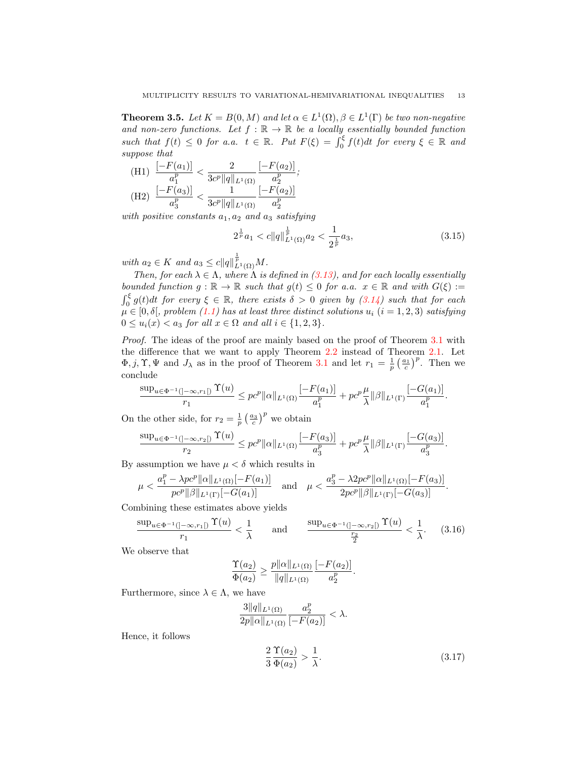**Theorem 3.5.** *Let $K = B(0, M)$ and let $\alpha \in L^1(\Omega), \beta \in L^1(\Gamma)$ be two non-negative and non-zero functions. Let $f : \mathbb{R} \to \mathbb{R}$ be a locally essentially bounded function such that $f(t) \leq 0$ for a.a. $t \in \mathbb{R}$. Put $F(\xi) = \int_0^\xi f(t)dt$ for every $\xi \in \mathbb{R}$ and suppose that*

(H1) $\dfrac{[-F(a_1)]}{a_1^p} < \dfrac{2}{3c^p\|q\|_{L^1(\Omega)}} \dfrac{[-F(a_2)]}{a_2^p}$;

(H2) $\dfrac{[-F(a_3)]}{a_3^p} < \dfrac{1}{3c^p\|q\|_{L^1(\Omega)}} \dfrac{[-F(a_2)]}{a_2^p}$

*with positive constants $a_1, a_2$ and $a_3$ satisfying*

$$2^{\frac{1}{p}} a_1 < c\|q\|_{L^1(\Omega)}^{\frac{1}{p}} a_2 < \frac{1}{2^{\frac{1}{p}}} a_3, \tag{3.15}$$

*with $a_2 \in K$ and $a_3 \leq c\|q\|_{L^1(\Omega)}^{\frac{1}{p}} M$.*

*Then, for each $\lambda \in \Lambda$, where $\Lambda$ is defined in (3.13), and for each locally essentially bounded function $g : \mathbb{R} \to \mathbb{R}$ such that $g(t) \leq 0$ for a.a. $x \in \mathbb{R}$ and with $G(\xi) := \int_0^\xi g(t)dt$ for every $\xi \in \mathbb{R}$, there exists $\delta > 0$ given by (3.14) such that for each $\mu \in [0, \delta[$, problem (1.1) has at least three distinct solutions $u_i$ $(i = 1, 2, 3)$ satisfying $0 \leq u_i(x) < a_3$ for all $x \in \Omega$ and all $i \in \{1, 2, 3\}$.*

*Proof.* The ideas of the proof are mainly based on the proof of Theorem 3.1 with the difference that we want to apply Theorem 2.2 instead of Theorem 2.1. Let $\Phi, j, \Upsilon, \Psi$ and $J_\lambda$ as in the proof of Theorem 3.1 and let $r_1 = \frac{1}{p}\left(\frac{a_1}{c}\right)^p$. Then we conclude

$$\frac{\sup_{u \in \Phi^{-1}(]-\infty, r_1[)} \Upsilon(u)}{r_1} \leq pc^p \|\alpha\|_{L^1(\Omega)} \frac{[-F(a_1)]}{a_1^p} + pc^p \frac{\mu}{\lambda} \|\beta\|_{L^1(\Gamma)} \frac{[-G(a_1)]}{a_1^p}.$$

On the other side, for $r_2 = \frac{1}{p}\left(\frac{a_3}{c}\right)^p$ we obtain

$$\frac{\sup_{u \in \Phi^{-1}(]-\infty, r_2[)} \Upsilon(u)}{r_2} \leq pc^p \|\alpha\|_{L^1(\Omega)} \frac{[-F(a_3)]}{a_3^p} + pc^p \frac{\mu}{\lambda} \|\beta\|_{L^1(\Gamma)} \frac{[-G(a_3)]}{a_3^p}.$$

By assumption we have $\mu < \delta$ which results in

$$\mu < \frac{a_1^p - \lambda pc^p \|\alpha\|_{L^1(\Omega)}[-F(a_1)]}{pc^p \|\beta\|_{L^1(\Gamma)}[-G(a_1)]} \quad \text{and} \quad \mu < \frac{a_3^p - \lambda 2pc^p \|\alpha\|_{L^1(\Omega)}[-F(a_3)]}{2pc^p \|\beta\|_{L^1(\Gamma)}[-G(a_3)]}.$$

Combining these estimates above yields

$$\frac{\sup_{u \in \Phi^{-1}(]-\infty, r_1[)} \Upsilon(u)}{r_1} < \frac{1}{\lambda} \qquad \text{and} \qquad \frac{\sup_{u \in \Phi^{-1}(]-\infty, r_2[)} \Upsilon(u)}{\frac{r_2}{2}} < \frac{1}{\lambda}. \tag{3.16}$$

We observe that

$$\frac{\Upsilon(a_2)}{\Phi(a_2)} \geq \frac{p\|\alpha\|_{L^1(\Omega)}}{\|q\|_{L^1(\Omega)}} \frac{[-F(a_2)]}{a_2^p}.$$

Furthermore, since $\lambda \in \Lambda$, we have

$$\frac{3\|q\|_{L^1(\Omega)}}{2p\|\alpha\|_{L^1(\Omega)}} \frac{a_2^p}{[-F(a_2)]} < \lambda.$$

Hence, it follows

$$\frac{2}{3} \frac{\Upsilon(a_2)}{\Phi(a_2)} > \frac{1}{\lambda}. \tag{3.17}$$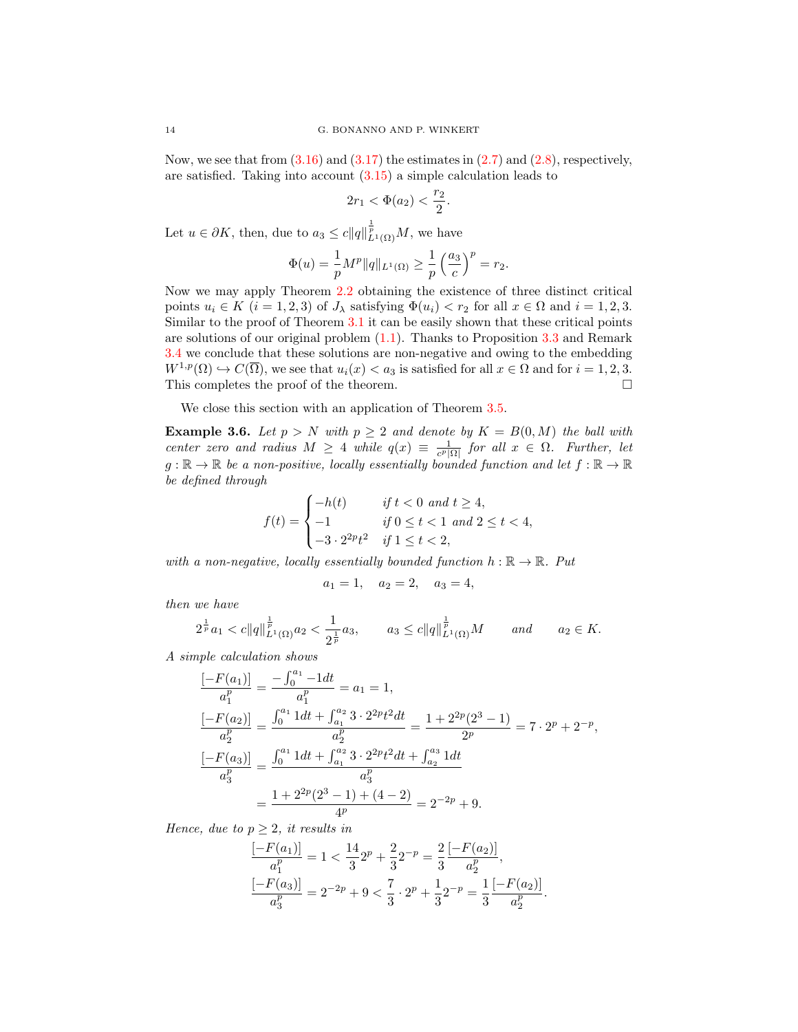Now, we see that from (3.16) and (3.17) the estimates in (2.7) and (2.8), respectively, are satisfied. Taking into account (3.15) a simple calculation leads to

$$2r_1 < \Phi(a_2) < \frac{r_2}{2}.$$

Let $u \in \partial K$, then, due to $a_3 \leq c\|q\|_{L^1(\Omega)}^{\frac{1}{p}} M$, we have

$$\Phi(u) = \frac{1}{p} M^p \|q\|_{L^1(\Omega)} \geq \frac{1}{p}\left(\frac{a_3}{c}\right)^p = r_2.$$

Now we may apply Theorem 2.2 obtaining the existence of three distinct critical points $u_i \in K$ $(i = 1, 2, 3)$ of $J_\lambda$ satisfying $\Phi(u_i) < r_2$ for all $x \in \Omega$ and $i = 1, 2, 3$. Similar to the proof of Theorem 3.1 it can be easily shown that these critical points are solutions of our original problem (1.1). Thanks to Proposition 3.3 and Remark 3.4 we conclude that these solutions are non-negative and owing to the embedding $W^{1,p}(\Omega) \hookrightarrow C(\overline{\Omega})$, we see that $u_i(x) < a_3$ is satisfied for all $x \in \Omega$ and for $i = 1, 2, 3$. This completes the proof of the theorem. $\square$

We close this section with an application of Theorem 3.5.

**Example 3.6.** *Let $p > N$ with $p \geq 2$ and denote by $K = B(0, M)$ the ball with center zero and radius $M \geq 4$ while $q(x) \equiv \frac{1}{c^p|\Omega|}$ for all $x \in \Omega$. Further, let $g : \mathbb{R} \to \mathbb{R}$ be a non-positive, locally essentially bounded function and let $f : \mathbb{R} \to \mathbb{R}$ be defined through*

$$f(t) = \begin{cases} -h(t) & \text{if } t < 0 \text{ and } t \geq 4, \\ -1 & \text{if } 0 \leq t < 1 \text{ and } 2 \leq t < 4, \\ -3 \cdot 2^{2p} t^2 & \text{if } 1 \leq t < 2, \end{cases}$$

*with a non-negative, locally essentially bounded function $h : \mathbb{R} \to \mathbb{R}$. Put*

$$a_1 = 1, \quad a_2 = 2, \quad a_3 = 4,$$

*then we have*

$$2^{\frac{1}{p}} a_1 < c\|q\|_{L^1(\Omega)}^{\frac{1}{p}} a_2 < \frac{1}{2^{\frac{1}{p}}} a_3, \qquad a_3 \leq c\|q\|_{L^1(\Omega)}^{\frac{1}{p}} M \qquad \text{and} \qquad a_2 \in K.$$

*A simple calculation shows*

$$\begin{aligned}
\frac{[-F(a_1)]}{a_1^p} &= \frac{-\int_0^{a_1} -1 dt}{a_1^p} = a_1 = 1, \\
\frac{[-F(a_2)]}{a_2^p} &= \frac{\int_0^{a_1} 1 dt + \int_{a_1}^{a_2} 3 \cdot 2^{2p} t^2 dt}{a_2^p} = \frac{1 + 2^{2p}(2^3 - 1)}{2^p} = 7 \cdot 2^p + 2^{-p}, \\
\frac{[-F(a_3)]}{a_3^p} &= \frac{\int_0^{a_1} 1 dt + \int_{a_1}^{a_2} 3 \cdot 2^{2p} t^2 dt + \int_{a_2}^{a_3} 1 dt}{a_3^p} \\
&= \frac{1 + 2^{2p}(2^3 - 1) + (4 - 2)}{4^p} = 2^{-2p} + 9.
\end{aligned}$$

*Hence, due to $p \geq 2$, it results in*

$$\begin{aligned}
\frac{[-F(a_1)]}{a_1^p} &= 1 < \frac{14}{3} 2^p + \frac{2}{3} 2^{-p} = \frac{2}{3} \frac{[-F(a_2)]}{a_2^p}, \\
\frac{[-F(a_3)]}{a_3^p} &= 2^{-2p} + 9 < \frac{7}{3} \cdot 2^p + \frac{1}{3} 2^{-p} = \frac{1}{3} \frac{[-F(a_2)]}{a_2^p}.
\end{aligned}$$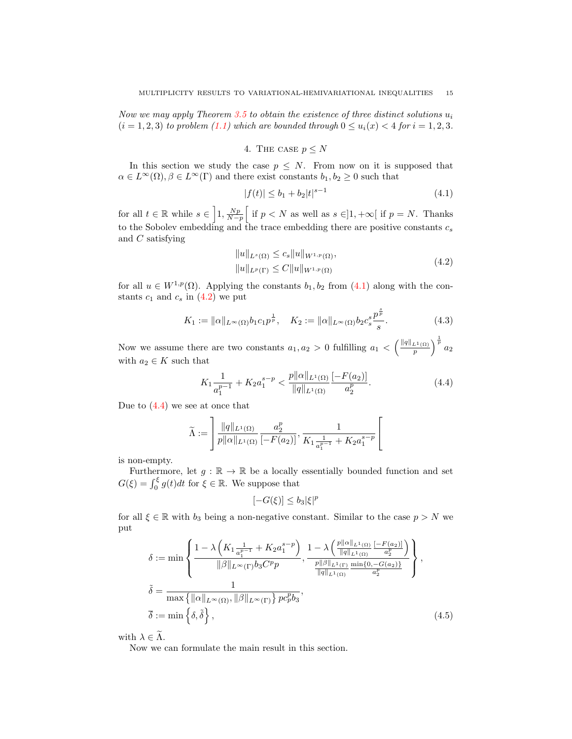*Now we may apply Theorem 3.5 to obtain the existence of three distinct solutions $u_i$ $(i = 1, 2, 3)$ to problem (1.1) which are bounded through $0 \leq u_i(x) < 4$ for $i = 1, 2, 3$.*

## 4. The case $p \leq N$

In this section we study the case $p \leq N$. From now on it is supposed that $\alpha \in L^\infty(\Omega), \beta \in L^\infty(\Gamma)$ and there exist constants $b_1, b_2 \geq 0$ such that

$$|f(t)| \leq b_1 + b_2 |t|^{s-1} \tag{4.1}$$

for all $t \in \mathbb{R}$ while $s \in \left]1, \frac{Np}{N-p}\right[$ if $p < N$ as well as $s \in ]1, +\infty[$ if $p = N$. Thanks to the Sobolev embedding and the trace embedding there are positive constants $c_s$ and $C$ satisfying

$$\begin{aligned} \|u\|_{L^s(\Omega)} &\leq c_s \|u\|_{W^{1,p}(\Omega)}, \\ \|u\|_{L^p(\Gamma)} &\leq C \|u\|_{W^{1,p}(\Omega)} \end{aligned} \tag{4.2}$$

for all $u \in W^{1,p}(\Omega)$. Applying the constants $b_1, b_2$ from (4.1) along with the constants $c_1$ and $c_s$ in (4.2) we put

$$K_1 := \|\alpha\|_{L^\infty(\Omega)} b_1 c_1 p^{\frac{1}{p}}, \quad K_2 := \|\alpha\|_{L^\infty(\Omega)} b_2 c_s^s \frac{p^{\frac{s}{p}}}{s}. \tag{4.3}$$

Now we assume there are two constants $a_1, a_2 > 0$ fulfilling $a_1 < \left(\frac{\|q\|_{L^1(\Omega)}}{p}\right)^{\frac{1}{p}} a_2$ with $a_2 \in K$ such that

$$K_1 \frac{1}{a_1^{p-1}} + K_2 a_1^{s-p} < \frac{p\|\alpha\|_{L^1(\Omega)}}{\|q\|_{L^1(\Omega)}} \frac{[-F(a_2)]}{a_2^p}. \tag{4.4}$$

Due to (4.4) we see at once that

$$\widetilde{\Lambda} := \left] \frac{\|q\|_{L^1(\Omega)}}{p\|\alpha\|_{L^1(\Omega)}} \frac{a_2^p}{[-F(a_2)]}, \frac{1}{K_1 \frac{1}{a_1^{p-1}} + K_2 a_1^{s-p}} \right[$$

is non-empty.

Furthermore, let $g : \mathbb{R} \to \mathbb{R}$ be a locally essentially bounded function and set $G(\xi) = \int_0^\xi g(t)dt$ for $\xi \in \mathbb{R}$. We suppose that

$$[-G(\xi)] \leq b_3 |\xi|^p$$

for all $\xi \in \mathbb{R}$ with $b_3$ being a non-negative constant. Similar to the case $p > N$ we put

$$\begin{aligned} \delta &:= \min\left\{ \frac{1 - \lambda\left(K_1 \frac{1}{a_1^{p-1}} + K_2 a_1^{s-p}\right)}{\|\beta\|_{L^\infty(\Gamma)} b_3 C^p p}, \frac{1 - \lambda\left(\frac{p\|\alpha\|_{L^1(\Omega)}}{\|q\|_{L^1(\Omega)}} \frac{[-F(a_2)]}{a_2^p}\right)}{\frac{p\|\beta\|_{L^1(\Gamma)}}{\|q\|_{L^1(\Omega)}} \frac{\min\{0, -G(a_2)\}}{a_2^p}} \right\}, \\ \tilde{\delta} &= \frac{1}{\max\left\{\|\alpha\|_{L^\infty(\Omega)}, \|\beta\|_{L^\infty(\Gamma)}\right\} p c_p^p b_3}, \\ \overline{\delta} &:= \min\left\{\delta, \tilde{\delta}\right\}, \end{aligned} \tag{4.5}$$

with $\lambda \in \widetilde{\Lambda}$.

Now we can formulate the main result in this section.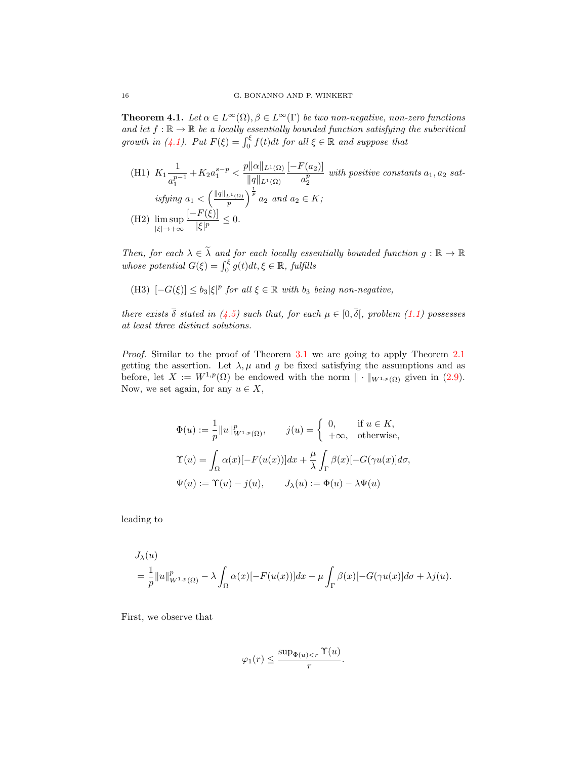**Theorem 4.1.** *Let $\alpha \in L^\infty(\Omega), \beta \in L^\infty(\Gamma)$ be two non-negative, non-zero functions and let $f : \mathbb{R} \to \mathbb{R}$ be a locally essentially bounded function satisfying the subcritical growth in (4.1). Put $F(\xi) = \int_0^\xi f(t)dt$ for all $\xi \in \mathbb{R}$ and suppose that*

(H1) $K_1 \dfrac{1}{a_1^{p-1}} + K_2 a_1^{s-p} < \dfrac{p\|\alpha\|_{L^1(\Omega)}}{\|q\|_{L^1(\Omega)}} \dfrac{[-F(a_2)]}{a_2^p}$ *with positive constants $a_1, a_2$ satisfying $a_1 < \left(\frac{\|q\|_{L^1(\Omega)}}{p}\right)^{\frac{1}{p}} a_2$ and $a_2 \in K$;*

(H2) $\displaystyle\limsup_{|\xi|\to+\infty} \frac{[-F(\xi)]}{|\xi|^p} \leq 0.$

*Then, for each $\lambda \in \widetilde{\lambda}$ and for each locally essentially bounded function $g : \mathbb{R} \to \mathbb{R}$ whose potential $G(\xi) = \int_0^\xi g(t)dt, \xi \in \mathbb{R}$, fulfills*

(H3) $[-G(\xi)] \leq b_3|\xi|^p$ *for all $\xi \in \mathbb{R}$ with $b_3$ being non-negative,*

*there exists $\overline{\delta}$ stated in (4.5) such that, for each $\mu \in [0, \overline{\delta}[$, problem (1.1) possesses at least three distinct solutions.*

*Proof.* Similar to the proof of Theorem 3.1 we are going to apply Theorem 2.1 getting the assertion. Let $\lambda, \mu$ and $g$ be fixed satisfying the assumptions and as before, let $X := W^{1,p}(\Omega)$ be endowed with the norm $\|\cdot\|_{W^{1,p}(\Omega)}$ given in (2.9). Now, we set again, for any $u \in X$,

$$
\begin{aligned}
&\Phi(u) := \frac{1}{p}\|u\|^p_{W^{1,p}(\Omega)}, \qquad j(u) = \begin{cases} 0, & \text{if } u \in K, \\ +\infty, & \text{otherwise,} \end{cases} \\
&\Upsilon(u) = \int_\Omega \alpha(x)[-F(u(x))]dx + \frac{\mu}{\lambda}\int_\Gamma \beta(x)[-G(\gamma u(x)]d\sigma, \\
&\Psi(u) := \Upsilon(u) - j(u), \qquad J_\lambda(u) := \Phi(u) - \lambda\Psi(u)
\end{aligned}
$$

leading to

$$
\begin{aligned}
&J_\lambda(u) \\
&= \frac{1}{p}\|u\|^p_{W^{1,p}(\Omega)} - \lambda\int_\Omega \alpha(x)[-F(u(x))]dx - \mu\int_\Gamma \beta(x)[-G(\gamma u(x)]d\sigma + \lambda j(u).
\end{aligned}
$$

First, we observe that

$$
\varphi_1(r) \leq \frac{\sup_{\Phi(u)<r} \Upsilon(u)}{r}.
$$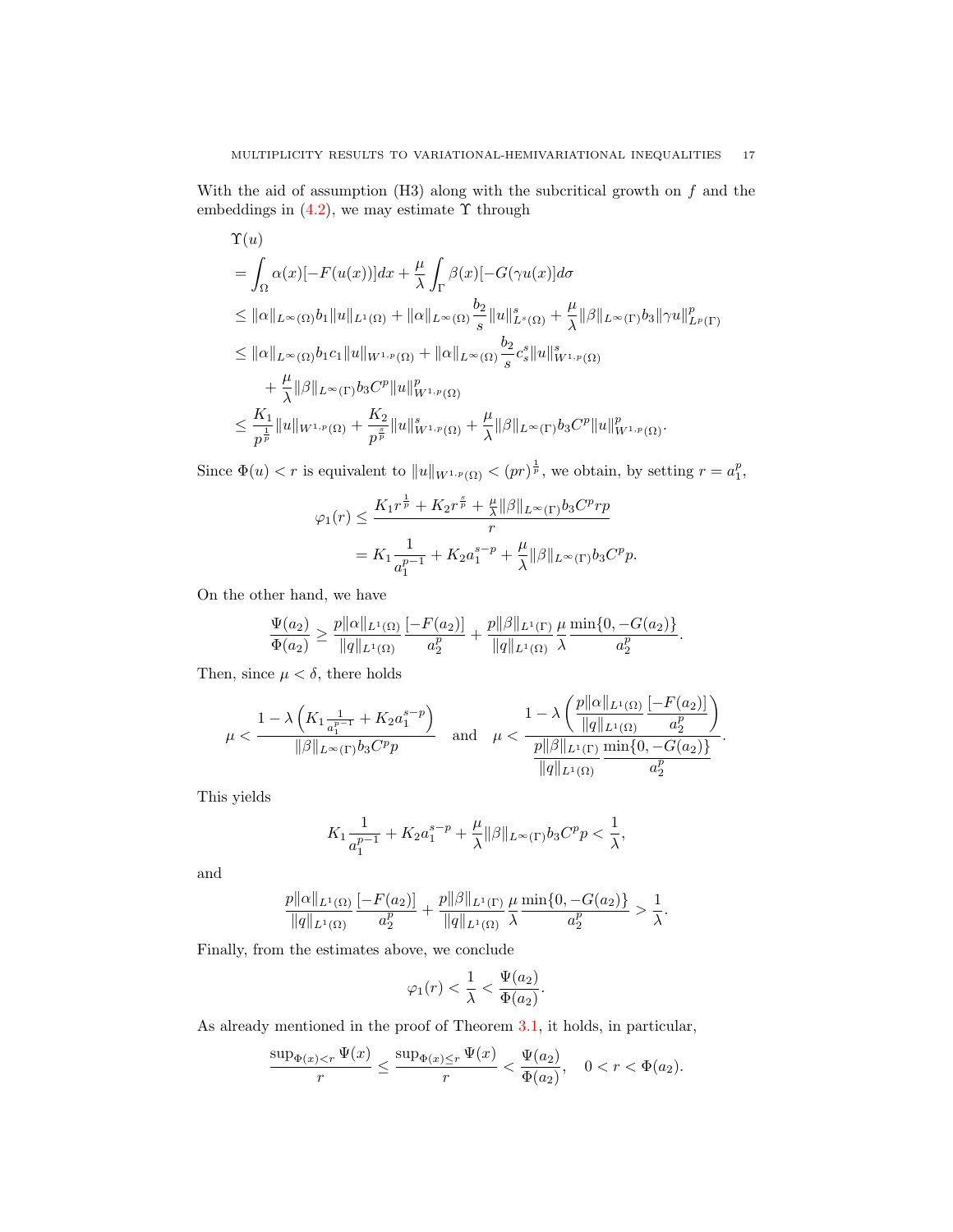With the aid of assumption (H3) along with the subcritical growth on $f$ and the embeddings in (4.2), we may estimate $\Upsilon$ through

$$
\begin{aligned}
&\Upsilon(u)\\
&= \int_\Omega \alpha(x)[-F(u(x))]dx + \frac{\mu}{\lambda}\int_\Gamma \beta(x)[-G(\gamma u(x)]d\sigma\\
&\le \|\alpha\|_{L^\infty(\Omega)} b_1 \|u\|_{L^1(\Omega)} + \|\alpha\|_{L^\infty(\Omega)} \frac{b_2}{s}\|u\|^s_{L^s(\Omega)} + \frac{\mu}{\lambda}\|\beta\|_{L^\infty(\Gamma)} b_3 \|\gamma u\|^p_{L^p(\Gamma)}\\
&\le \|\alpha\|_{L^\infty(\Omega)} b_1 c_1 \|u\|_{W^{1,p}(\Omega)} + \|\alpha\|_{L^\infty(\Omega)} \frac{b_2}{s} c_s^s \|u\|^s_{W^{1,p}(\Omega)}\\
&\quad + \frac{\mu}{\lambda}\|\beta\|_{L^\infty(\Gamma)} b_3 C^p \|u\|^p_{W^{1,p}(\Omega)}\\
&\le \frac{K_1}{p^{\frac{1}{p}}}\|u\|_{W^{1,p}(\Omega)} + \frac{K_2}{p^{\frac{s}{p}}}\|u\|^s_{W^{1,p}(\Omega)} + \frac{\mu}{\lambda}\|\beta\|_{L^\infty(\Gamma)} b_3 C^p \|u\|^p_{W^{1,p}(\Omega)}.
\end{aligned}
$$

Since $\Phi(u) < r$ is equivalent to $\|u\|_{W^{1,p}(\Omega)} < (pr)^{\frac{1}{p}}$, we obtain, by setting $r = a_1^p$,

$$
\begin{aligned}
\varphi_1(r) &\le \frac{K_1 r^{\frac{1}{p}} + K_2 r^{\frac{s}{p}} + \frac{\mu}{\lambda}\|\beta\|_{L^\infty(\Gamma)} b_3 C^p r p}{r}\\
&= K_1 \frac{1}{a_1^{p-1}} + K_2 a_1^{s-p} + \frac{\mu}{\lambda}\|\beta\|_{L^\infty(\Gamma)} b_3 C^p p.
\end{aligned}
$$

On the other hand, we have

$$
\frac{\Psi(a_2)}{\Phi(a_2)} \ge \frac{p\|\alpha\|_{L^1(\Omega)}}{\|q\|_{L^1(\Omega)}}\frac{[-F(a_2)]}{a_2^p} + \frac{p\|\beta\|_{L^1(\Gamma)}}{\|q\|_{L^1(\Omega)}}\frac{\mu}{\lambda}\frac{\min\{0,-G(a_2)\}}{a_2^p}.
$$

Then, since $\mu < \delta$, there holds

$$
\mu < \frac{1 - \lambda\left(K_1 \frac{1}{a_1^{p-1}} + K_2 a_1^{s-p}\right)}{\|\beta\|_{L^\infty(\Gamma)} b_3 C^p p} \quad \text{and} \quad \mu < \frac{1 - \lambda\left(\dfrac{p\|\alpha\|_{L^1(\Omega)}}{\|q\|_{L^1(\Omega)}}\dfrac{[-F(a_2)]}{a_2^p}\right)}{\dfrac{p\|\beta\|_{L^1(\Gamma)}}{\|q\|_{L^1(\Omega)}}\dfrac{\min\{0,-G(a_2)\}}{a_2^p}}.
$$

This yields

$$
K_1 \frac{1}{a_1^{p-1}} + K_2 a_1^{s-p} + \frac{\mu}{\lambda}\|\beta\|_{L^\infty(\Gamma)} b_3 C^p p < \frac{1}{\lambda},
$$

and

$$
\frac{p\|\alpha\|_{L^1(\Omega)}}{\|q\|_{L^1(\Omega)}}\frac{[-F(a_2)]}{a_2^p} + \frac{p\|\beta\|_{L^1(\Gamma)}}{\|q\|_{L^1(\Omega)}}\frac{\mu}{\lambda}\frac{\min\{0,-G(a_2)\}}{a_2^p} > \frac{1}{\lambda}.
$$

Finally, from the estimates above, we conclude

$$
\varphi_1(r) < \frac{1}{\lambda} < \frac{\Psi(a_2)}{\Phi(a_2)}.
$$

As already mentioned in the proof of Theorem 3.1, it holds, in particular,

$$
\frac{\sup_{\Phi(x)<r}\Psi(x)}{r} \le \frac{\sup_{\Phi(x)\le r}\Psi(x)}{r} < \frac{\Psi(a_2)}{\Phi(a_2)}, \quad 0 < r < \Phi(a_2).
$$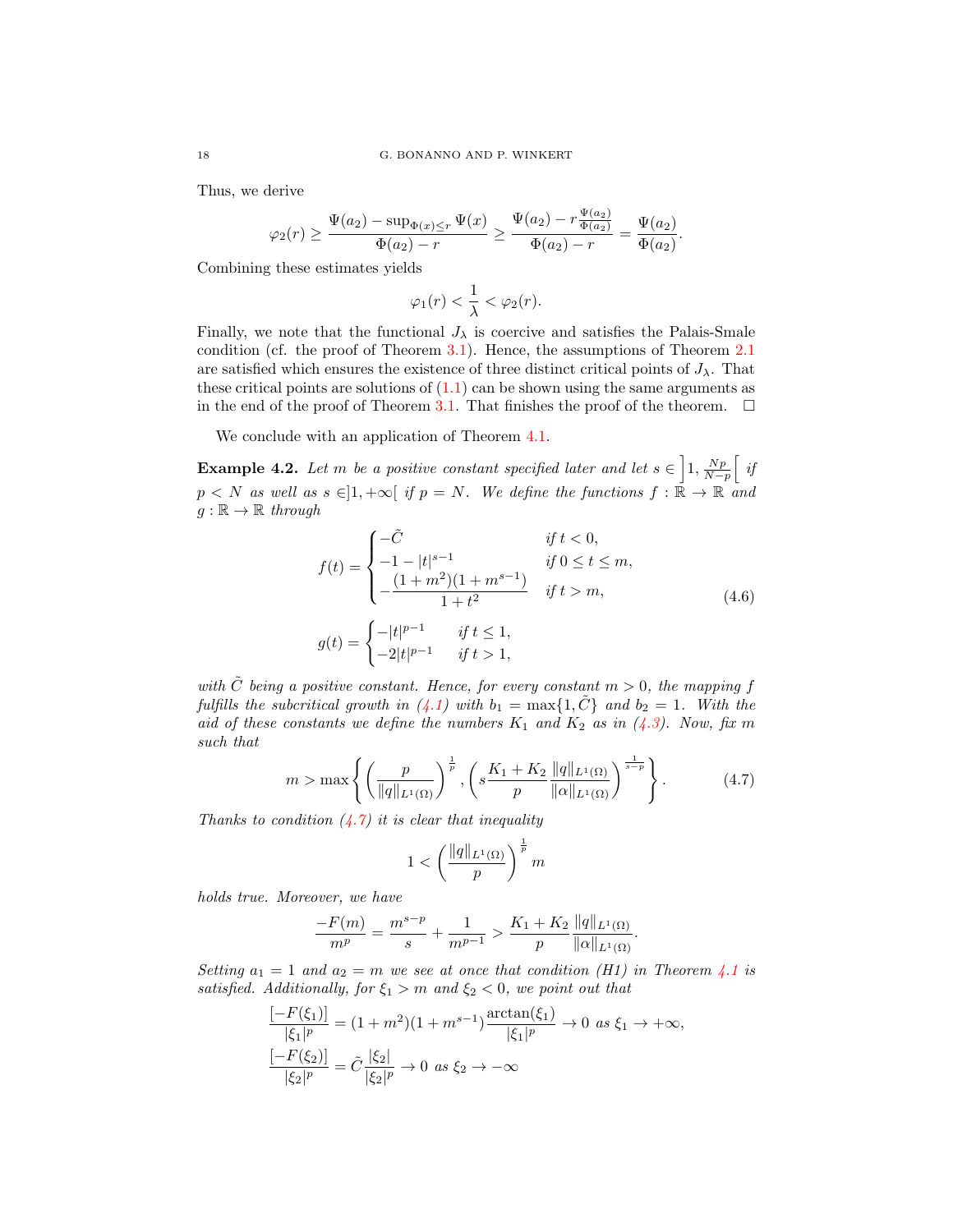Thus, we derive

$$\varphi_2(r) \geq \frac{\Psi(a_2) - \sup_{\Phi(x) \leq r} \Psi(x)}{\Phi(a_2) - r} \geq \frac{\Psi(a_2) - r\frac{\Psi(a_2)}{\Phi(a_2)}}{\Phi(a_2) - r} = \frac{\Psi(a_2)}{\Phi(a_2)}.$$

Combining these estimates yields

$$\varphi_1(r) < \frac{1}{\lambda} < \varphi_2(r).$$

Finally, we note that the functional $J_\lambda$ is coercive and satisfies the Palais-Smale condition (cf. the proof of Theorem 3.1). Hence, the assumptions of Theorem 2.1 are satisfied which ensures the existence of three distinct critical points of $J_\lambda$. That these critical points are solutions of (1.1) can be shown using the same arguments as in the end of the proof of Theorem 3.1. That finishes the proof of the theorem. $\square$

We conclude with an application of Theorem 4.1.

**Example 4.2.** *Let $m$ be a positive constant specified later and let $s \in \left]1, \frac{Np}{N-p}\right[$ if $p < N$ as well as $s \in ]1, +\infty[$ if $p = N$. We define the functions $f : \mathbb{R} \to \mathbb{R}$ and $g : \mathbb{R} \to \mathbb{R}$ through*

$$f(t) = \begin{cases} -\tilde{C} & \text{if } t < 0, \\ -1 - |t|^{s-1} & \text{if } 0 \leq t \leq m, \\ -\dfrac{(1+m^2)(1+m^{s-1})}{1+t^2} & \text{if } t > m, \end{cases}$$
$$g(t) = \begin{cases} -|t|^{p-1} & \text{if } t \leq 1, \\ -2|t|^{p-1} & \text{if } t > 1, \end{cases} \tag{4.6}$$

*with $\tilde{C}$ being a positive constant. Hence, for every constant $m > 0$, the mapping $f$ fulfills the subcritical growth in (4.1) with $b_1 = \max\{1, \tilde{C}\}$ and $b_2 = 1$. With the aid of these constants we define the numbers $K_1$ and $K_2$ as in (4.3). Now, fix $m$ such that*

$$m > \max\left\{ \left(\frac{p}{\|q\|_{L^1(\Omega)}}\right)^{\frac{1}{p}}, \left(s\frac{K_1 + K_2}{p}\frac{\|q\|_{L^1(\Omega)}}{\|\alpha\|_{L^1(\Omega)}}\right)^{\frac{1}{s-p}} \right\}. \tag{4.7}$$

*Thanks to condition (4.7) it is clear that inequality*

$$1 < \left(\frac{\|q\|_{L^1(\Omega)}}{p}\right)^{\frac{1}{p}} m$$

*holds true. Moreover, we have*

$$\frac{-F(m)}{m^p} = \frac{m^{s-p}}{s} + \frac{1}{m^{p-1}} > \frac{K_1 + K_2}{p}\frac{\|q\|_{L^1(\Omega)}}{\|\alpha\|_{L^1(\Omega)}}.$$

*Setting $a_1 = 1$ and $a_2 = m$ we see at once that condition (H1) in Theorem 4.1 is satisfied. Additionally, for $\xi_1 > m$ and $\xi_2 < 0$, we point out that*

$$\frac{[-F(\xi_1)]}{|\xi_1|^p} = (1+m^2)(1+m^{s-1})\frac{\arctan(\xi_1)}{|\xi_1|^p} \to 0 \text{ as } \xi_1 \to +\infty,$$
$$\frac{[-F(\xi_2)]}{|\xi_2|^p} = \tilde{C}\frac{|\xi_2|}{|\xi_2|^p} \to 0 \text{ as } \xi_2 \to -\infty$$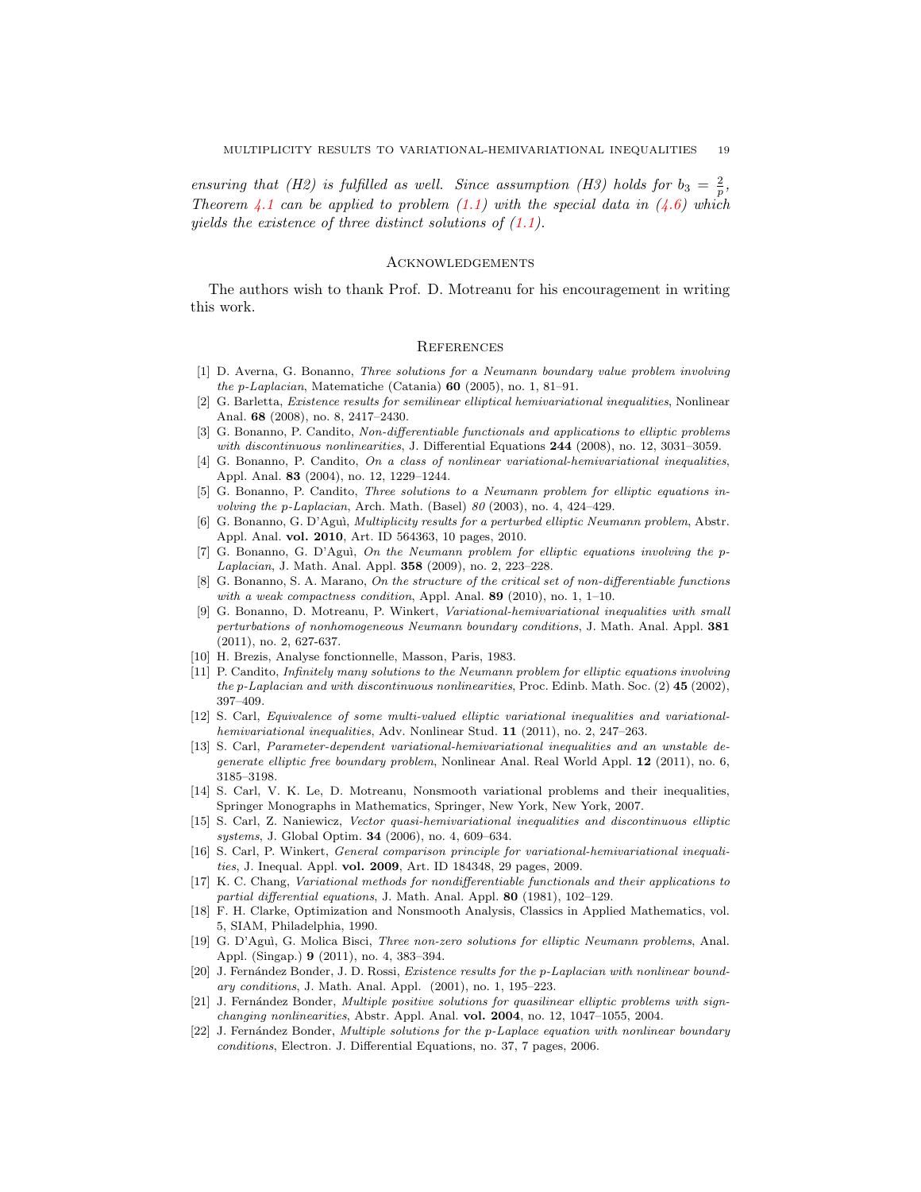*ensuring that (H2) is fulfilled as well. Since assumption (H3) holds for $b_3 = \frac{2}{p}$, Theorem 4.1 can be applied to problem (1.1) with the special data in (4.6) which yields the existence of three distinct solutions of (1.1).*

## Acknowledgements

The authors wish to thank Prof. D. Motreanu for his encouragement in writing this work.

## References

[1] D. Averna, G. Bonanno, *Three solutions for a Neumann boundary value problem involving the p-Laplacian*, Matematiche (Catania) **60** (2005), no. 1, 81–91.

[2] G. Barletta, *Existence results for semilinear elliptical hemivariational inequalities*, Nonlinear Anal. **68** (2008), no. 8, 2417–2430.

[3] G. Bonanno, P. Candito, *Non-differentiable functionals and applications to elliptic problems with discontinuous nonlinearities*, J. Differential Equations **244** (2008), no. 12, 3031–3059.

[4] G. Bonanno, P. Candito, *On a class of nonlinear variational-hemivariational inequalities*, Appl. Anal. **83** (2004), no. 12, 1229–1244.

[5] G. Bonanno, P. Candito, *Three solutions to a Neumann problem for elliptic equations involving the p-Laplacian*, Arch. Math. (Basel) *80* (2003), no. 4, 424–429.

[6] G. Bonanno, G. D'Aguì, *Multiplicity results for a perturbed elliptic Neumann problem*, Abstr. Appl. Anal. **vol. 2010**, Art. ID 564363, 10 pages, 2010.

[7] G. Bonanno, G. D'Aguì, *On the Neumann problem for elliptic equations involving the p-Laplacian*, J. Math. Anal. Appl. **358** (2009), no. 2, 223–228.

[8] G. Bonanno, S. A. Marano, *On the structure of the critical set of non-differentiable functions with a weak compactness condition*, Appl. Anal. **89** (2010), no. 1, 1–10.

[9] G. Bonanno, D. Motreanu, P. Winkert, *Variational-hemivariational inequalities with small perturbations of nonhomogeneous Neumann boundary conditions*, J. Math. Anal. Appl. **381** (2011), no. 2, 627-637.

[10] H. Brezis, Analyse fonctionnelle, Masson, Paris, 1983.

[11] P. Candito, *Infinitely many solutions to the Neumann problem for elliptic equations involving the p-Laplacian and with discontinuous nonlinearities*, Proc. Edinb. Math. Soc. (2) **45** (2002), 397–409.

[12] S. Carl, *Equivalence of some multi-valued elliptic variational inequalities and variational-hemivariational inequalities*, Adv. Nonlinear Stud. **11** (2011), no. 2, 247–263.

[13] S. Carl, *Parameter-dependent variational-hemivariational inequalities and an unstable degenerate elliptic free boundary problem*, Nonlinear Anal. Real World Appl. **12** (2011), no. 6, 3185–3198.

[14] S. Carl, V. K. Le, D. Motreanu, Nonsmooth variational problems and their inequalities, Springer Monographs in Mathematics, Springer, New York, New York, 2007.

[15] S. Carl, Z. Naniewicz, *Vector quasi-hemivariational inequalities and discontinuous elliptic systems*, J. Global Optim. **34** (2006), no. 4, 609–634.

[16] S. Carl, P. Winkert, *General comparison principle for variational-hemivariational inequalities*, J. Inequal. Appl. **vol. 2009**, Art. ID 184348, 29 pages, 2009.

[17] K. C. Chang, *Variational methods for nondifferentiable functionals and their applications to partial differential equations*, J. Math. Anal. Appl. **80** (1981), 102–129.

[18] F. H. Clarke, Optimization and Nonsmooth Analysis, Classics in Applied Mathematics, vol. 5, SIAM, Philadelphia, 1990.

[19] G. D'Aguì, G. Molica Bisci, *Three non-zero solutions for elliptic Neumann problems*, Anal. Appl. (Singap.) **9** (2011), no. 4, 383–394.

[20] J. Fernández Bonder, J. D. Rossi, *Existence results for the p-Laplacian with nonlinear boundary conditions*, J. Math. Anal. Appl. (2001), no. 1, 195–223.

[21] J. Fernández Bonder, *Multiple positive solutions for quasilinear elliptic problems with sign-changing nonlinearities*, Abstr. Appl. Anal. **vol. 2004**, no. 12, 1047–1055, 2004.

[22] J. Fernández Bonder, *Multiple solutions for the p-Laplace equation with nonlinear boundary conditions*, Electron. J. Differential Equations, no. 37, 7 pages, 2006.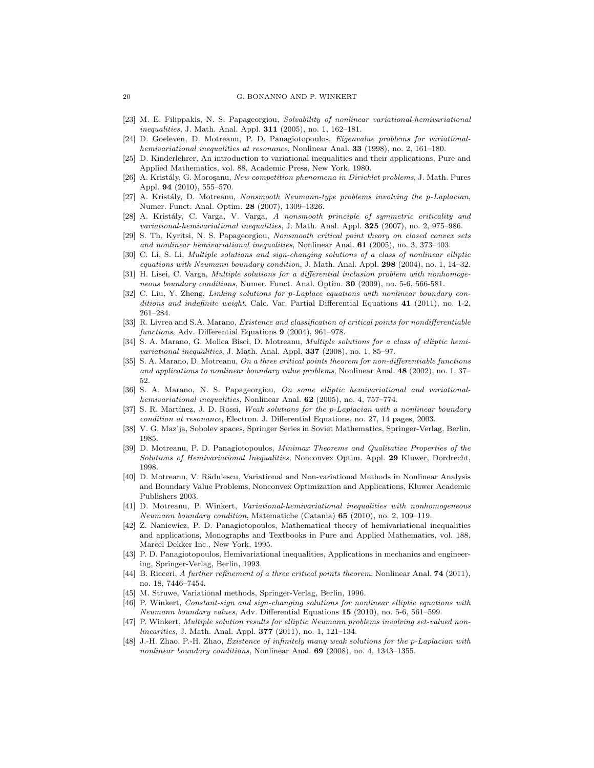[23] M. E. Filippakis, N. S. Papageorgiou, *Solvability of nonlinear variational-hemivariational inequalities*, J. Math. Anal. Appl. **311** (2005), no. 1, 162–181.

[24] D. Goeleven, D. Motreanu, P. D. Panagiotopoulos, *Eigenvalue problems for variational-hemivariational inequalities at resonance*, Nonlinear Anal. **33** (1998), no. 2, 161–180.

[25] D. Kinderlehrer, An introduction to variational inequalities and their applications, Pure and Applied Mathematics, vol. 88, Academic Press, New York, 1980.

[26] A. Kristály, G. Moroşanu, *New competition phenomena in Dirichlet problems*, J. Math. Pures Appl. **94** (2010), 555–570.

[27] A. Kristály, D. Motreanu, *Nonsmooth Neumann-type problems involving the p-Laplacian*, Numer. Funct. Anal. Optim. **28** (2007), 1309–1326.

[28] A. Kristály, C. Varga, V. Varga, *A nonsmooth principle of symmetric criticality and variational-hemivariational inequalities*, J. Math. Anal. Appl. **325** (2007), no. 2, 975–986.

[29] S. Th. Kyritsi, N. S. Papageorgiou, *Nonsmooth critical point theory on closed convex sets and nonlinear hemivariational inequalities*, Nonlinear Anal. **61** (2005), no. 3, 373–403.

[30] C. Li, S. Li, *Multiple solutions and sign-changing solutions of a class of nonlinear elliptic equations with Neumann boundary condition*, J. Math. Anal. Appl. **298** (2004), no. 1, 14–32.

[31] H. Lisei, C. Varga, *Multiple solutions for a differential inclusion problem with nonhomogeneous boundary conditions*, Numer. Funct. Anal. Optim. **30** (2009), no. 5-6, 566-581.

[32] C. Liu, Y. Zheng, *Linking solutions for p-Laplace equations with nonlinear boundary conditions and indefinite weight*, Calc. Var. Partial Differential Equations **41** (2011), no. 1-2, 261–284.

[33] R. Livrea and S.A. Marano, *Existence and classification of critical points for nondifferentiable functions*, Adv. Differential Equations **9** (2004), 961–978.

[34] S. A. Marano, G. Molica Bisci, D. Motreanu, *Multiple solutions for a class of elliptic hemivariational inequalities*, J. Math. Anal. Appl. **337** (2008), no. 1, 85–97.

[35] S. A. Marano, D. Motreanu, *On a three critical points theorem for non-differentiable functions and applications to nonlinear boundary value problems*, Nonlinear Anal. **48** (2002), no. 1, 37–52.

[36] S. A. Marano, N. S. Papageorgiou, *On some elliptic hemivariational and variational-hemivariational inequalities*, Nonlinear Anal. **62** (2005), no. 4, 757–774.

[37] S. R. Martínez, J. D. Rossi, *Weak solutions for the p-Laplacian with a nonlinear boundary condition at resonance*, Electron. J. Differential Equations, no. 27, 14 pages, 2003.

[38] V. G. Maz'ja, Sobolev spaces, Springer Series in Soviet Mathematics, Springer-Verlag, Berlin, 1985.

[39] D. Motreanu, P. D. Panagiotopoulos, *Minimax Theorems and Qualitative Properties of the Solutions of Hemivariational Inequalities*, Nonconvex Optim. Appl. **29** Kluwer, Dordrecht, 1998.

[40] D. Motreanu, V. Rădulescu, Variational and Non-variational Methods in Nonlinear Analysis and Boundary Value Problems, Nonconvex Optimization and Applications, Kluwer Academic Publishers 2003.

[41] D. Motreanu, P. Winkert, *Variational-hemivariational inequalities with nonhomogeneous Neumann boundary condition*, Matematiche (Catania) **65** (2010), no. 2, 109–119.

[42] Z. Naniewicz, P. D. Panagiotopoulos, Mathematical theory of hemivariational inequalities and applications, Monographs and Textbooks in Pure and Applied Mathematics, vol. 188, Marcel Dekker Inc., New York, 1995.

[43] P. D. Panagiotopoulos, Hemivariational inequalities, Applications in mechanics and engineering, Springer-Verlag, Berlin, 1993.

[44] B. Ricceri, *A further refinement of a three critical points theorem*, Nonlinear Anal. **74** (2011), no. 18, 7446–7454.

[45] M. Struwe, Variational methods, Springer-Verlag, Berlin, 1996.

[46] P. Winkert, *Constant-sign and sign-changing solutions for nonlinear elliptic equations with Neumann boundary values*, Adv. Differential Equations **15** (2010), no. 5-6, 561–599.

[47] P. Winkert, *Multiple solution results for elliptic Neumann problems involving set-valued nonlinearities*, J. Math. Anal. Appl. **377** (2011), no. 1, 121–134.

[48] J.-H. Zhao, P.-H. Zhao, *Existence of infinitely many weak solutions for the p-Laplacian with nonlinear boundary conditions*, Nonlinear Anal. **69** (2008), no. 4, 1343–1355.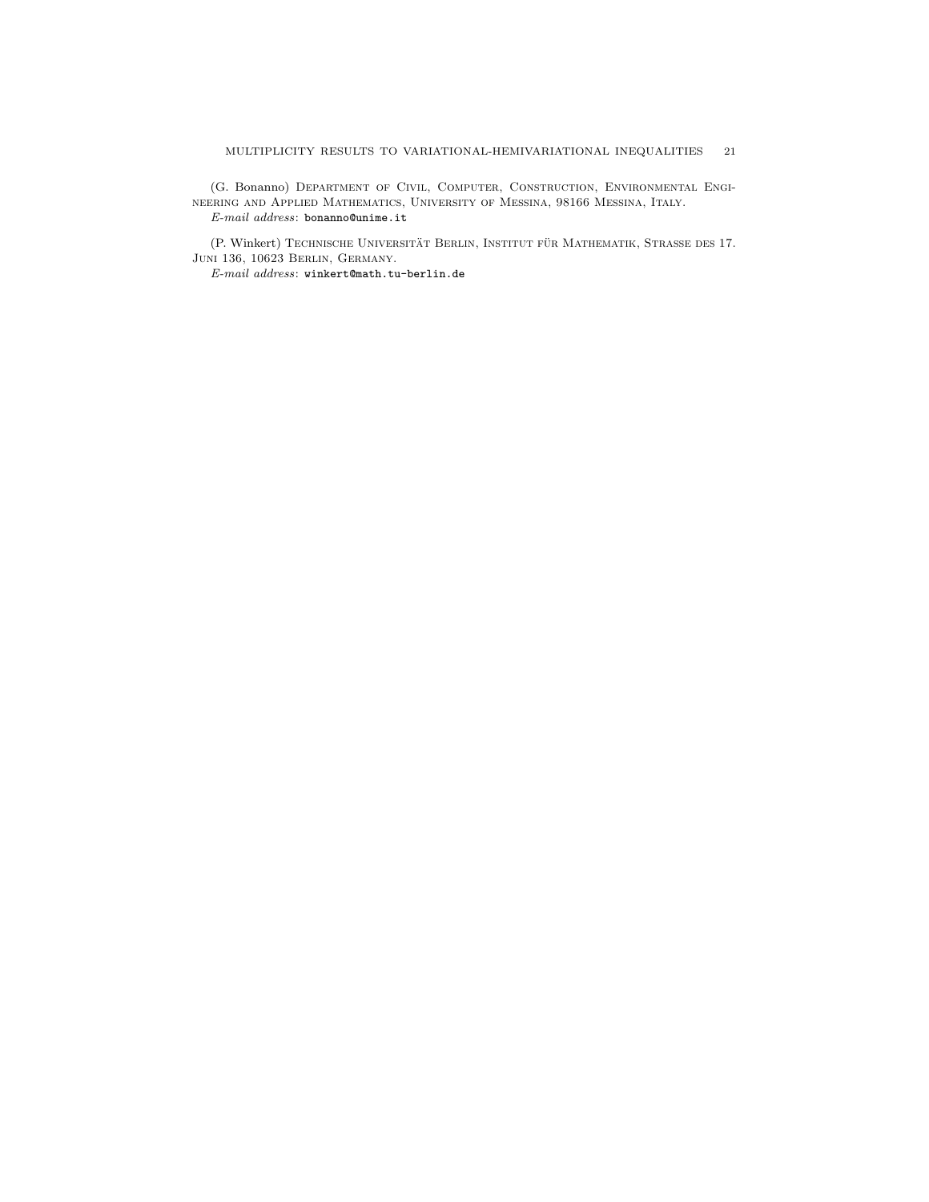(G. Bonanno) Department of Civil, Computer, Construction, Environmental Engineering and Applied Mathematics, University of Messina, 98166 Messina, Italy.
*E-mail address*: `bonanno@unime.it`

(P. Winkert) Technische Universität Berlin, Institut für Mathematik, Strasse des 17. Juni 136, 10623 Berlin, Germany.
*E-mail address*: `winkert@math.tu-berlin.de`